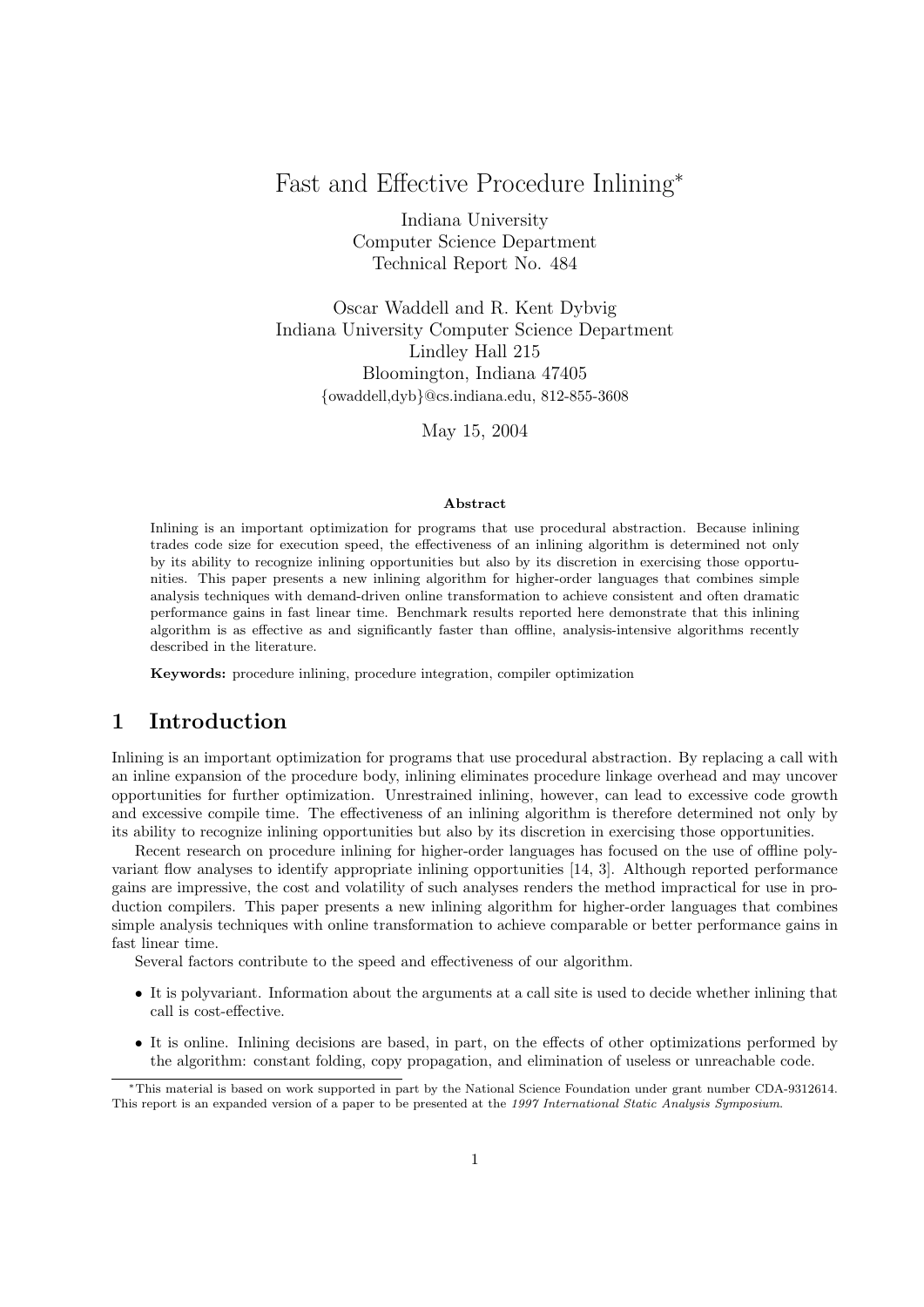# Fast and Effective Procedure Inlining*

Indiana University
Computer Science Department
Technical Report No. 484

Oscar Waddell and R. Kent Dybvig
Indiana University Computer Science Department
Lindley Hall 215
Bloomington, Indiana 47405
{owaddell,dyb}@cs.indiana.edu, 812-855-3608

May 15, 2004

### Abstract

Inlining is an important optimization for programs that use procedural abstraction. Because inlining trades code size for execution speed, the effectiveness of an inlining algorithm is determined not only by its ability to recognize inlining opportunities but also by its discretion in exercising those opportunities. This paper presents a new inlining algorithm for higher-order languages that combines simple analysis techniques with demand-driven online transformation to achieve consistent and often dramatic performance gains in fast linear time. Benchmark results reported here demonstrate that this inlining algorithm is as effective as and significantly faster than offline, analysis-intensive algorithms recently described in the literature.

**Keywords:** procedure inlining, procedure integration, compiler optimization

## 1 Introduction

Inlining is an important optimization for programs that use procedural abstraction. By replacing a call with an inline expansion of the procedure body, inlining eliminates procedure linkage overhead and may uncover opportunities for further optimization. Unrestrained inlining, however, can lead to excessive code growth and excessive compile time. The effectiveness of an inlining algorithm is therefore determined not only by its ability to recognize inlining opportunities but also by its discretion in exercising those opportunities.

Recent research on procedure inlining for higher-order languages has focused on the use of offline polyvariant flow analyses to identify appropriate inlining opportunities [14, 3]. Although reported performance gains are impressive, the cost and volatility of such analyses renders the method impractical for use in production compilers. This paper presents a new inlining algorithm for higher-order languages that combines simple analysis techniques with online transformation to achieve comparable or better performance gains in fast linear time.

Several factors contribute to the speed and effectiveness of our algorithm.

- It is polyvariant. Information about the arguments at a call site is used to decide whether inlining that call is cost-effective.
- It is online. Inlining decisions are based, in part, on the effects of other optimizations performed by the algorithm: constant folding, copy propagation, and elimination of useless or unreachable code.

*This material is based on work supported in part by the National Science Foundation under grant number CDA-9312614. This report is an expanded version of a paper to be presented at the *1997 International Static Analysis Symposium*.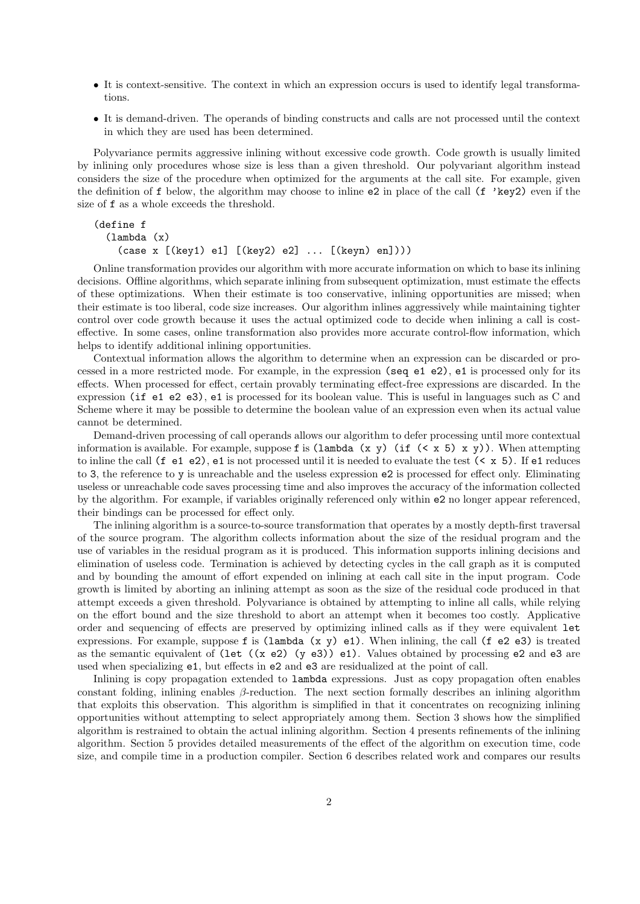- It is context-sensitive. The context in which an expression occurs is used to identify legal transformations.
- It is demand-driven. The operands of binding constructs and calls are not processed until the context in which they are used has been determined.

Polyvariance permits aggressive inlining without excessive code growth. Code growth is usually limited by inlining only procedures whose size is less than a given threshold. Our polyvariant algorithm instead considers the size of the procedure when optimized for the arguments at the call site. For example, given the definition of `f` below, the algorithm may choose to inline `e2` in place of the call `(f 'key2)` even if the size of `f` as a whole exceeds the threshold.

```
(define f
  (lambda (x)
    (case x [(key1) e1] [(key2) e2] ... [(keyn) en])))
```

Online transformation provides our algorithm with more accurate information on which to base its inlining decisions. Offline algorithms, which separate inlining from subsequent optimization, must estimate the effects of these optimizations. When their estimate is too conservative, inlining opportunities are missed; when their estimate is too liberal, code size increases. Our algorithm inlines aggressively while maintaining tighter control over code growth because it uses the actual optimized code to decide when inlining a call is cost-effective. In some cases, online transformation also provides more accurate control-flow information, which helps to identify additional inlining opportunities.

Contextual information allows the algorithm to determine when an expression can be discarded or processed in a more restricted mode. For example, in the expression `(seq e1 e2)`, `e1` is processed only for its effects. When processed for effect, certain provably terminating effect-free expressions are discarded. In the expression `(if e1 e2 e3)`, `e1` is processed for its boolean value. This is useful in languages such as C and Scheme where it may be possible to determine the boolean value of an expression even when its actual value cannot be determined.

Demand-driven processing of call operands allows our algorithm to defer processing until more contextual information is available. For example, suppose `f` is `(lambda (x y) (if (< x 5) x y))`. When attempting to inline the call `(f e1 e2)`, `e1` is not processed until it is needed to evaluate the test `(< x 5)`. If `e1` reduces to `3`, the reference to `y` is unreachable and the useless expression `e2` is processed for effect only. Eliminating useless or unreachable code saves processing time and also improves the accuracy of the information collected by the algorithm. For example, if variables originally referenced only within `e2` no longer appear referenced, their bindings can be processed for effect only.

The inlining algorithm is a source-to-source transformation that operates by a mostly depth-first traversal of the source program. The algorithm collects information about the size of the residual program and the use of variables in the residual program as it is produced. This information supports inlining decisions and elimination of useless code. Termination is achieved by detecting cycles in the call graph as it is computed and by bounding the amount of effort expended on inlining at each call site in the input program. Code growth is limited by aborting an inlining attempt as soon as the size of the residual code produced in that attempt exceeds a given threshold. Polyvariance is obtained by attempting to inline all calls, while relying on the effort bound and the size threshold to abort an attempt when it becomes too costly. Applicative order and sequencing of effects are preserved by optimizing inlined calls as if they were equivalent `let` expressions. For example, suppose `f` is `(lambda (x y) e1)`. When inlining, the call `(f e2 e3)` is treated as the semantic equivalent of `(let ((x e2) (y e3)) e1)`. Values obtained by processing `e2` and `e3` are used when specializing `e1`, but effects in `e2` and `e3` are residualized at the point of call.

Inlining is copy propagation extended to `lambda` expressions. Just as copy propagation often enables constant folding, inlining enables $\beta$-reduction. The next section formally describes an inlining algorithm that exploits this observation. This algorithm is simplified in that it concentrates on recognizing inlining opportunities without attempting to select appropriately among them. Section 3 shows how the simplified algorithm is restrained to obtain the actual inlining algorithm. Section 4 presents refinements of the inlining algorithm. Section 5 provides detailed measurements of the effect of the algorithm on execution time, code size, and compile time in a production compiler. Section 6 describes related work and compares our results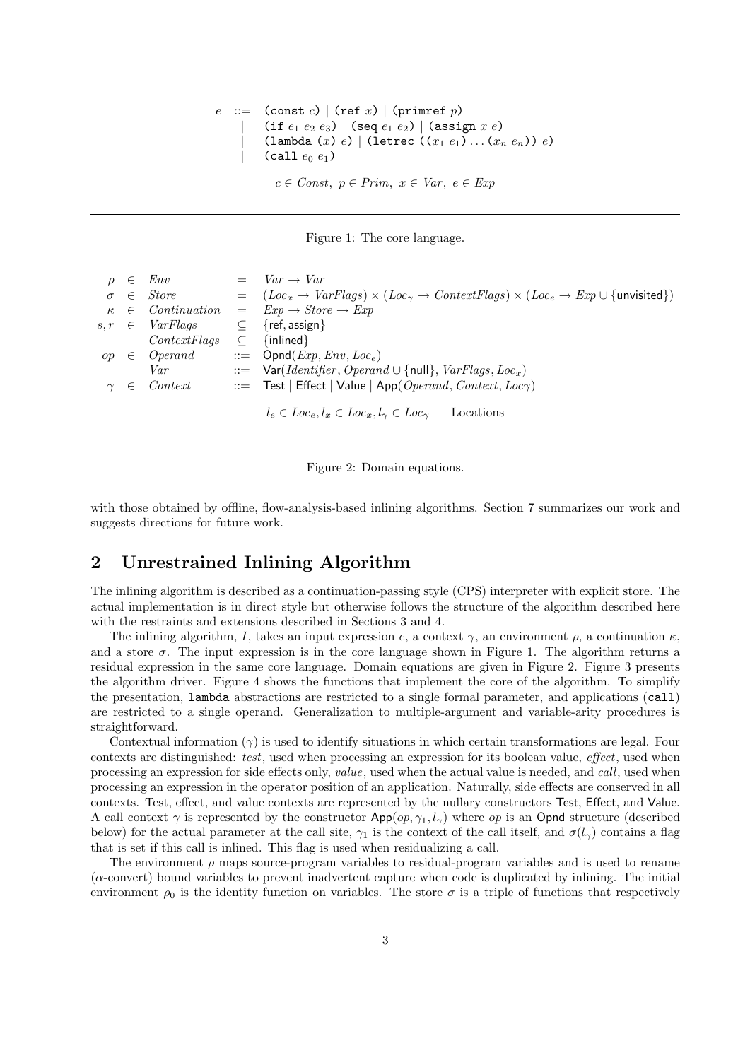$$
\begin{array}{rcl}
e & ::= & \texttt{(const } c\texttt{)} \mid \texttt{(ref } x\texttt{)} \mid \texttt{(primref } p\texttt{)} \\
  & \mid & \texttt{(if } e_1\ e_2\ e_3\texttt{)} \mid \texttt{(seq } e_1\ e_2\texttt{)} \mid \texttt{(assign } x\ e\texttt{)} \\
  & \mid & \texttt{(lambda (} x\texttt{) } e\texttt{)} \mid \texttt{(letrec ((} x_1\ e_1\texttt{)} \ldots \texttt{(} x_n\ e_n\texttt{)) } e\texttt{)} \\
  & \mid & \texttt{(call } e_0\ e_1\texttt{)}
\end{array}
$$

$$c \in \mathit{Const},\ p \in \mathit{Prim},\ x \in \mathit{Var},\ e \in \mathit{Exp}$$

Figure 1: The core language.

$$
\begin{array}{rclcl}
\rho & \in & \mathit{Env} & = & \mathit{Var} \to \mathit{Var} \\
\sigma & \in & \mathit{Store} & = & (\mathit{Loc}_x \to \mathit{VarFlags}) \times (\mathit{Loc}_\gamma \to \mathit{ContextFlags}) \times (\mathit{Loc}_e \to \mathit{Exp} \cup \{\mathsf{unvisited}\}) \\
\kappa & \in & \mathit{Continuation} & = & \mathit{Exp} \to \mathit{Store} \to \mathit{Exp} \\
s, r & \in & \mathit{VarFlags} & \subseteq & \{\mathsf{ref}, \mathsf{assign}\} \\
 & & \mathit{ContextFlags} & \subseteq & \{\mathsf{inlined}\} \\
op & \in & \mathit{Operand} & ::= & \mathsf{Opnd}(\mathit{Exp}, \mathit{Env}, \mathit{Loc}_e) \\
 & & \mathit{Var} & ::= & \mathsf{Var}(\mathit{Identifier}, \mathit{Operand} \cup \{\mathsf{null}\}, \mathit{VarFlags}, \mathit{Loc}_x) \\
\gamma & \in & \mathit{Context} & ::= & \mathsf{Test} \mid \mathsf{Effect} \mid \mathsf{Value} \mid \mathsf{App}(\mathit{Operand}, \mathit{Context}, \mathit{Loc}\gamma)
\end{array}
$$

$$l_e \in \mathit{Loc}_e, l_x \in \mathit{Loc}_x, l_\gamma \in \mathit{Loc}_\gamma \qquad \text{Locations}$$

Figure 2: Domain equations.

with those obtained by offline, flow-analysis-based inlining algorithms. Section 7 summarizes our work and suggests directions for future work.

## 2 Unrestrained Inlining Algorithm

The inlining algorithm is described as a continuation-passing style (CPS) interpreter with explicit store. The actual implementation is in direct style but otherwise follows the structure of the algorithm described here with the restraints and extensions described in Sections 3 and 4.

The inlining algorithm, $I$, takes an input expression $e$, a context $\gamma$, an environment $\rho$, a continuation $\kappa$, and a store $\sigma$. The input expression is in the core language shown in Figure 1. The algorithm returns a residual expression in the same core language. Domain equations are given in Figure 2. Figure 3 presents the algorithm driver. Figure 4 shows the functions that implement the core of the algorithm. To simplify the presentation, `lambda` abstractions are restricted to a single formal parameter, and applications (`call`) are restricted to a single operand. Generalization to multiple-argument and variable-arity procedures is straightforward.

Contextual information ($\gamma$) is used to identify situations in which certain transformations are legal. Four contexts are distinguished: *test*, used when processing an expression for its boolean value, *effect*, used when processing an expression for side effects only, *value*, used when the actual value is needed, and *call*, used when processing an expression in the operator position of an application. Naturally, side effects are conserved in all contexts. Test, effect, and value contexts are represented by the nullary constructors Test, Effect, and Value. A call context $\gamma$ is represented by the constructor $\mathsf{App}(op, \gamma_1, l_\gamma)$ where $op$ is an Opnd structure (described below) for the actual parameter at the call site, $\gamma_1$ is the context of the call itself, and $\sigma(l_\gamma)$ contains a flag that is set if this call is inlined. This flag is used when residualizing a call.

The environment $\rho$ maps source-program variables to residual-program variables and is used to rename ($\alpha$-convert) bound variables to prevent inadvertent capture when code is duplicated by inlining. The initial environment $\rho_0$ is the identity function on variables. The store $\sigma$ is a triple of functions that respectively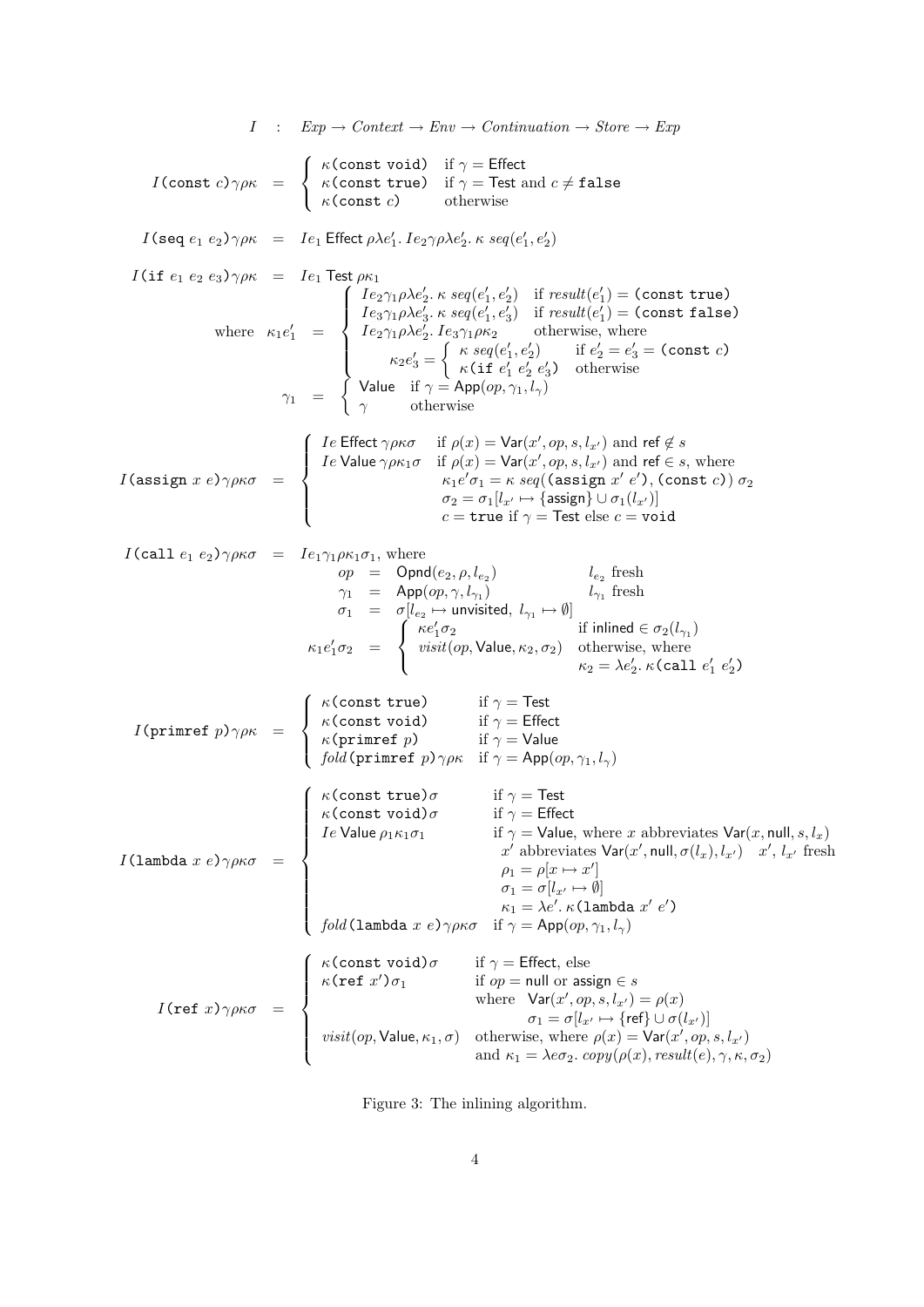$$I \quad : \quad Exp \rightarrow Context \rightarrow Env \rightarrow Continuation \rightarrow Store \rightarrow Exp$$

$$I(\texttt{const}\ c)\gamma\rho\kappa \quad = \quad \begin{cases} \kappa(\texttt{const void}) & \text{if } \gamma = \mathsf{Effect} \\ \kappa(\texttt{const true}) & \text{if } \gamma = \mathsf{Test} \text{ and } c \neq \texttt{false} \\ \kappa(\texttt{const}\ c) & \text{otherwise} \end{cases}$$

$$I(\texttt{seq}\ e_1\ e_2)\gamma\rho\kappa \quad = \quad I e_1\ \mathsf{Effect}\ \rho\lambda e_1'.\ I e_2 \gamma\rho\lambda e_2'.\ \kappa\ seq(e_1', e_2')$$

$$\begin{aligned} I(\texttt{if}\ e_1\ e_2\ e_3)\gamma\rho\kappa \quad &= \quad I e_1\ \mathsf{Test}\ \rho\kappa_1 \\ \text{where} \quad \kappa_1 e_1' \quad &= \quad \begin{cases} I e_2 \gamma_1 \rho\lambda e_2'.\ \kappa\ seq(e_1', e_2') & \text{if } result(e_1') = (\texttt{const true}) \\ I e_3 \gamma_1 \rho\lambda e_3'.\ \kappa\ seq(e_1', e_3') & \text{if } result(e_1') = (\texttt{const false}) \\ I e_2 \gamma_1 \rho\lambda e_2'.\ I e_3 \gamma_1 \rho \kappa_2 & \text{otherwise, where} \\ \quad \kappa_2 e_3' = \begin{cases} \kappa\ seq(e_1', e_2') & \text{if } e_2' = e_3' = (\texttt{const}\ c) \\ \kappa(\texttt{if}\ e_1'\ e_2'\ e_3') & \text{otherwise} \end{cases} \end{cases} \\ \gamma_1 \quad &= \quad \begin{cases} \mathsf{Value} & \text{if } \gamma = \mathsf{App}(op, \gamma_1, l_\gamma) \\ \gamma & \text{otherwise} \end{cases} \end{aligned}$$

$$I(\texttt{assign}\ x\ e)\gamma\rho\kappa\sigma \quad = \quad \begin{cases} I e\ \mathsf{Effect}\ \gamma\rho\kappa\sigma & \text{if } \rho(x) = \mathsf{Var}(x', op, s, l_{x'}) \text{ and } \mathsf{ref} \notin s \\ I e\ \mathsf{Value}\ \gamma\rho\kappa_1\sigma & \text{if } \rho(x) = \mathsf{Var}(x', op, s, l_{x'}) \text{ and } \mathsf{ref} \in s, \text{ where} \\ & \quad \kappa_1 e'\sigma_1 = \kappa\ seq((\texttt{assign}\ x'\ e'), (\texttt{const}\ c))\ \sigma_2 \\ & \quad \sigma_2 = \sigma_1[l_{x'} \mapsto \{\mathsf{assign}\} \cup \sigma_1(l_{x'})] \\ & \quad c = \texttt{true} \text{ if } \gamma = \mathsf{Test} \text{ else } c = \texttt{void} \end{cases}$$

$$\begin{aligned} I(\texttt{call}\ e_1\ e_2)\gamma\rho\kappa\sigma \quad &= \quad I e_1 \gamma_1 \rho\kappa_1\sigma_1, \text{ where} \\ op \quad &= \quad \mathsf{Opnd}(e_2, \rho, l_{e_2}) \qquad l_{e_2} \text{ fresh} \\ \gamma_1 \quad &= \quad \mathsf{App}(op, \gamma, l_{\gamma_1}) \qquad l_{\gamma_1} \text{ fresh} \\ \sigma_1 \quad &= \quad \sigma[l_{e_2} \mapsto \mathsf{unvisited},\ l_{\gamma_1} \mapsto \emptyset] \\ \kappa_1 e_1' \sigma_2 \quad &= \quad \begin{cases} \kappa e_1' \sigma_2 & \text{if } \mathsf{inlined} \in \sigma_2(l_{\gamma_1}) \\ visit(op, \mathsf{Value}, \kappa_2, \sigma_2) & \text{otherwise, where} \\ & \quad \kappa_2 = \lambda e_2'.\ \kappa(\texttt{call}\ e_1'\ e_2') \end{cases} \end{aligned}$$

$$I(\texttt{primref}\ p)\gamma\rho\kappa \quad = \quad \begin{cases} \kappa(\texttt{const true}) & \text{if } \gamma = \mathsf{Test} \\ \kappa(\texttt{const void}) & \text{if } \gamma = \mathsf{Effect} \\ \kappa(\texttt{primref}\ p) & \text{if } \gamma = \mathsf{Value} \\ fold(\texttt{primref}\ p)\gamma\rho\kappa & \text{if } \gamma = \mathsf{App}(op, \gamma_1, l_\gamma) \end{cases}$$

$$I(\texttt{lambda}\ x\ e)\gamma\rho\kappa\sigma \quad = \quad \begin{cases} \kappa(\texttt{const true})\sigma & \text{if } \gamma = \mathsf{Test} \\ \kappa(\texttt{const void})\sigma & \text{if } \gamma = \mathsf{Effect} \\ I e\ \mathsf{Value}\ \rho_1\kappa_1\sigma_1 & \text{if } \gamma = \mathsf{Value}, \text{ where } x \text{ abbreviates } \mathsf{Var}(x, \mathsf{null}, s, l_x) \\ & \quad x' \text{ abbreviates } \mathsf{Var}(x', \mathsf{null}, \sigma(l_x), l_{x'}) \quad x',\ l_{x'} \text{ fresh} \\ & \quad \rho_1 = \rho[x \mapsto x'] \\ & \quad \sigma_1 = \sigma[l_{x'} \mapsto \emptyset] \\ & \quad \kappa_1 = \lambda e'.\ \kappa(\texttt{lambda}\ x'\ e') \\ fold(\texttt{lambda}\ x\ e)\gamma\rho\kappa\sigma & \text{if } \gamma = \mathsf{App}(op, \gamma_1, l_\gamma) \end{cases}$$

$$I(\texttt{ref}\ x)\gamma\rho\kappa\sigma \quad = \quad \begin{cases} \kappa(\texttt{const void})\sigma & \text{if } \gamma = \mathsf{Effect}, \text{ else} \\ \kappa(\texttt{ref}\ x')\sigma_1 & \text{if } op = \mathsf{null} \text{ or } \mathsf{assign} \in s \\ & \text{where} \quad \mathsf{Var}(x', op, s, l_{x'}) = \rho(x) \\ & \qquad\quad \sigma_1 = \sigma[l_{x'} \mapsto \{\mathsf{ref}\} \cup \sigma(l_{x'})] \\ visit(op, \mathsf{Value}, \kappa_1, \sigma) & \text{otherwise, where } \rho(x) = \mathsf{Var}(x', op, s, l_{x'}) \\ & \text{and } \kappa_1 = \lambda e\sigma_2.\ copy(\rho(x), result(e), \gamma, \kappa, \sigma_2) \end{cases}$$

Figure 3: The inlining algorithm.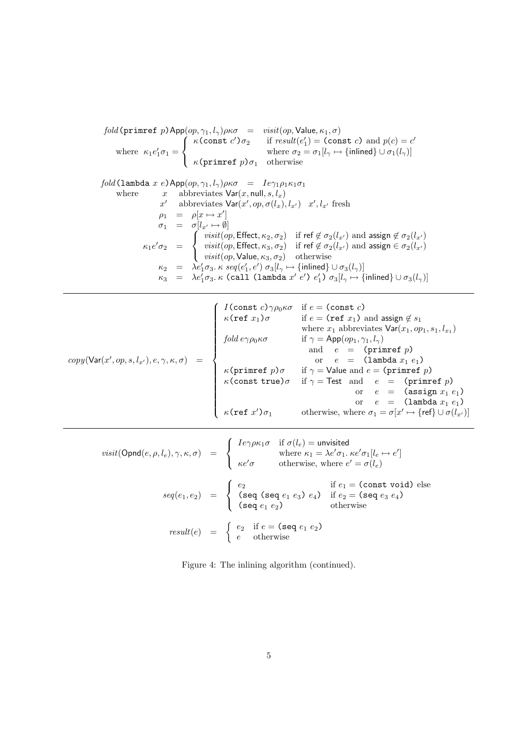$$
\begin{aligned}
&\mathit{fold}\,(\texttt{primref}\ p)\,\mathsf{App}(op,\gamma_1,l_\gamma)\rho\kappa\sigma \;=\; \mathit{visit}(op,\mathsf{Value},\kappa_1,\sigma)\\
&\quad\text{where}\ \ \kappa_1 e_1'\sigma_1 = \begin{cases} \kappa(\texttt{const}\ c')\sigma_2 & \text{if } \mathit{result}(e_1') = (\texttt{const}\ c) \text{ and } p(c) = c' \\ & \text{where } \sigma_2 = \sigma_1[l_\gamma \mapsto \{\mathsf{inlined}\} \cup \sigma_1(l_\gamma)] \\ \kappa(\texttt{primref}\ p)\sigma_1 & \text{otherwise} \end{cases}
\end{aligned}
$$

$$
\begin{aligned}
&\mathit{fold}\,(\texttt{lambda}\ x\ e)\,\mathsf{App}(op,\gamma_1,l_\gamma)\rho\kappa\sigma \;=\; I e \gamma_1 \rho_1 \kappa_1 \sigma_1\\
&\quad\text{where}\quad x \quad \text{abbreviates } \mathsf{Var}(x,\mathsf{null},s,l_x)\\
&\qquad\qquad\ \ x' \quad \text{abbreviates } \mathsf{Var}(x',op,\sigma(l_x),l_{x'}) \quad x', l_{x'} \text{ fresh}\\
&\qquad\qquad\ \ \rho_1 \;=\; \rho[x \mapsto x']\\
&\qquad\qquad\ \ \sigma_1 \;=\; \sigma[l_{x'} \mapsto \emptyset]\\
&\qquad\quad \kappa_1 e' \sigma_2 \;=\; \begin{cases} \mathit{visit}(op,\mathsf{Effect},\kappa_2,\sigma_2) & \text{if } \mathsf{ref} \notin \sigma_2(l_{x'}) \text{ and } \mathsf{assign} \notin \sigma_2(l_{x'}) \\ \mathit{visit}(op,\mathsf{Effect},\kappa_3,\sigma_2) & \text{if } \mathsf{ref} \notin \sigma_2(l_{x'}) \text{ and } \mathsf{assign} \in \sigma_2(l_{x'}) \\ \mathit{visit}(op,\mathsf{Value},\kappa_3,\sigma_2) & \text{otherwise} \end{cases}\\
&\qquad\qquad\ \ \kappa_2 \;=\; \lambda e_1'\sigma_3.\,\kappa\ \mathit{seq}(e_1',e')\ \sigma_3[l_\gamma \mapsto \{\mathsf{inlined}\} \cup \sigma_3(l_\gamma)]\\
&\qquad\qquad\ \ \kappa_3 \;=\; \lambda e_1'\sigma_3.\,\kappa\ (\texttt{call}\ (\texttt{lambda}\ x'\ e')\ e_1')\ \sigma_3[l_\gamma \mapsto \{\mathsf{inlined}\} \cup \sigma_3(l_\gamma)]
\end{aligned}
$$

---

$$
\mathit{copy}(\mathsf{Var}(x',op,s,l_{x'}),e,\gamma,\kappa,\sigma) \;=\; \begin{cases}
I(\texttt{const}\ c)\gamma\rho_0\kappa\sigma & \text{if } e = (\texttt{const}\ c) \\
\kappa(\texttt{ref}\ x_1)\sigma & \text{if } e = (\texttt{ref}\ x_1) \text{ and } \mathsf{assign} \notin s_1 \\
& \text{where } x_1 \text{ abbreviates } \mathsf{Var}(x_1,op_1,s_1,l_{x_1}) \\
\mathit{fold}\ e\gamma\rho_0\kappa\sigma & \text{if } \gamma = \mathsf{App}(op_1,\gamma_1,l_\gamma) \\
& \quad \text{and} \quad e = (\texttt{primref}\ p) \\
& \quad\quad \text{or} \quad e = (\texttt{lambda}\ x_1\ e_1) \\
\kappa(\texttt{primref}\ p)\sigma & \text{if } \gamma = \mathsf{Value} \text{ and } e = (\texttt{primref}\ p) \\
\kappa(\texttt{const true})\sigma & \text{if } \gamma = \mathsf{Test} \quad \text{and} \quad e = (\texttt{primref}\ p) \\
& \qquad\qquad\qquad \text{or} \quad e = (\texttt{assign}\ x_1\ e_1) \\
& \qquad\qquad\qquad \text{or} \quad e = (\texttt{lambda}\ x_1\ e_1) \\
\kappa(\texttt{ref}\ x')\sigma_1 & \text{otherwise, where } \sigma_1 = \sigma[x' \mapsto \{\mathsf{ref}\} \cup \sigma(l_{x'})]
\end{cases}
$$

---

$$
\mathit{visit}(\mathsf{Opnd}(e,\rho,l_e),\gamma,\kappa,\sigma) \;=\; \begin{cases} Ie\gamma\rho\kappa_1\sigma & \text{if } \sigma(l_e) = \mathsf{unvisited} \\ & \text{where } \kappa_1 = \lambda e'\sigma_1.\,\kappa e'\sigma_1[l_e \mapsto e'] \\ \kappa e'\sigma & \text{otherwise, where } e' = \sigma(l_e) \end{cases}
$$

$$
\mathit{seq}(e_1,e_2) \;=\; \begin{cases} e_2 & \text{if } e_1 = (\texttt{const void}) \text{ else} \\ (\texttt{seq}\ (\texttt{seq}\ e_1\ e_3)\ e_4) & \text{if } e_2 = (\texttt{seq}\ e_3\ e_4) \\ (\texttt{seq}\ e_1\ e_2) & \text{otherwise} \end{cases}
$$

$$
\mathit{result}(e) \;=\; \begin{cases} e_2 & \text{if } e = (\texttt{seq}\ e_1\ e_2) \\ e & \text{otherwise} \end{cases}
$$

Figure 4: The inlining algorithm (continued).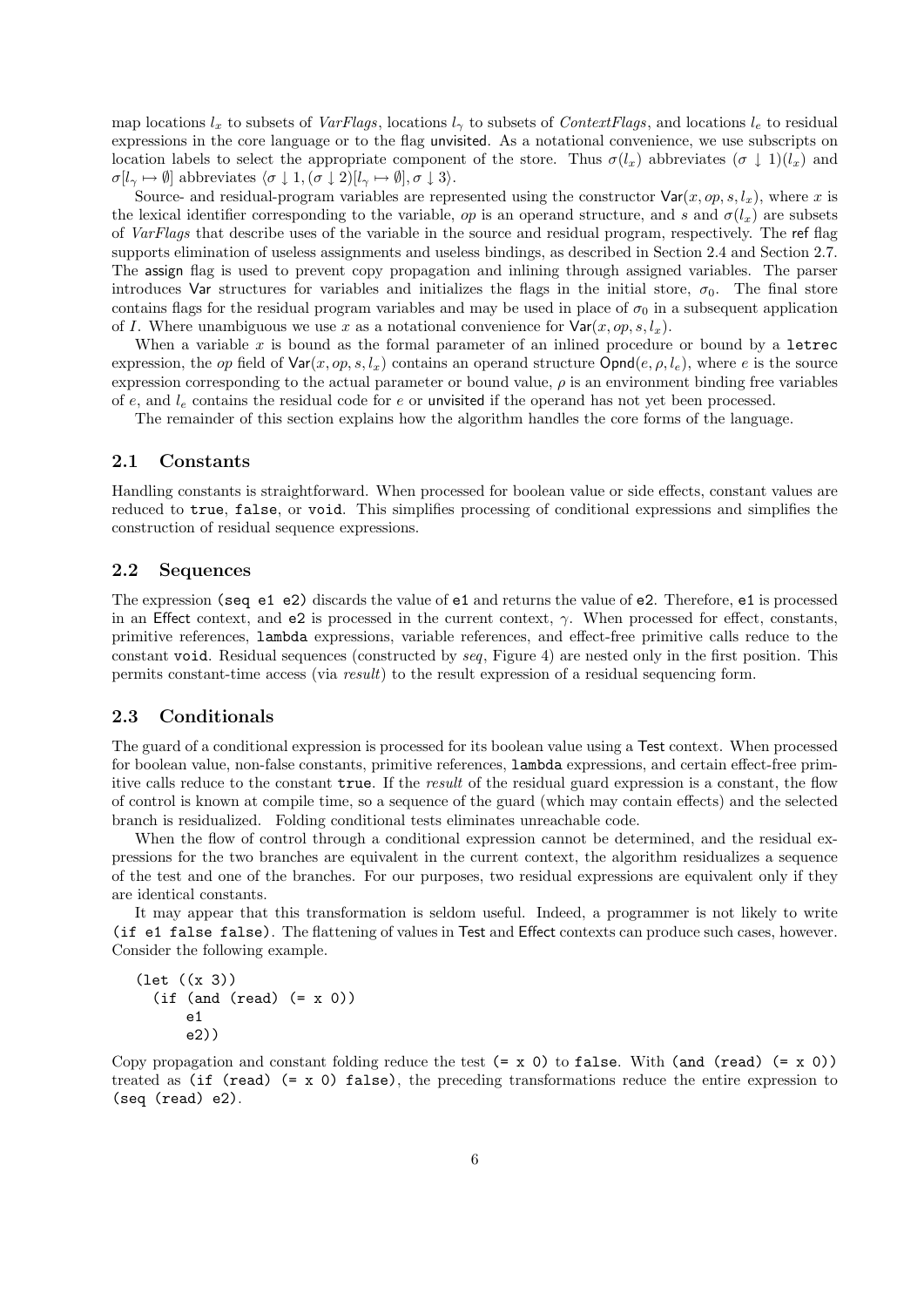map locations $l_x$ to subsets of *VarFlags*, locations $l_\gamma$ to subsets of *ContextFlags*, and locations $l_e$ to residual expressions in the core language or to the flag unvisited. As a notational convenience, we use subscripts on location labels to select the appropriate component of the store. Thus $\sigma(l_x)$ abbreviates $(\sigma \downarrow 1)(l_x)$ and $\sigma[l_\gamma \mapsto \emptyset]$ abbreviates $\langle \sigma \downarrow 1, (\sigma \downarrow 2)[l_\gamma \mapsto \emptyset], \sigma \downarrow 3 \rangle$.

Source- and residual-program variables are represented using the constructor $\mathsf{Var}(x, op, s, l_x)$, where $x$ is the lexical identifier corresponding to the variable, $op$ is an operand structure, and $s$ and $\sigma(l_x)$ are subsets of *VarFlags* that describe uses of the variable in the source and residual program, respectively. The ref flag supports elimination of useless assignments and useless bindings, as described in Section 2.4 and Section 2.7. The assign flag is used to prevent copy propagation and inlining through assigned variables. The parser introduces Var structures for variables and initializes the flags in the initial store, $\sigma_0$. The final store contains flags for the residual program variables and may be used in place of $\sigma_0$ in a subsequent application of $I$. Where unambiguous we use $x$ as a notational convenience for $\mathsf{Var}(x, op, s, l_x)$.

When a variable $x$ is bound as the formal parameter of an inlined procedure or bound by a `letrec` expression, the $op$ field of $\mathsf{Var}(x, op, s, l_x)$ contains an operand structure $\mathsf{Opnd}(e, \rho, l_e)$, where $e$ is the source expression corresponding to the actual parameter or bound value, $\rho$ is an environment binding free variables of $e$, and $l_e$ contains the residual code for $e$ or unvisited if the operand has not yet been processed.

The remainder of this section explains how the algorithm handles the core forms of the language.

## 2.1 Constants

Handling constants is straightforward. When processed for boolean value or side effects, constant values are reduced to `true`, `false`, or `void`. This simplifies processing of conditional expressions and simplifies the construction of residual sequence expressions.

## 2.2 Sequences

The expression `(seq e1 e2)` discards the value of `e1` and returns the value of `e2`. Therefore, `e1` is processed in an Effect context, and `e2` is processed in the current context, $\gamma$. When processed for effect, constants, primitive references, `lambda` expressions, variable references, and effect-free primitive calls reduce to the constant `void`. Residual sequences (constructed by *seq*, Figure 4) are nested only in the first position. This permits constant-time access (via *result*) to the result expression of a residual sequencing form.

## 2.3 Conditionals

The guard of a conditional expression is processed for its boolean value using a Test context. When processed for boolean value, non-false constants, primitive references, `lambda` expressions, and certain effect-free primitive calls reduce to the constant `true`. If the *result* of the residual guard expression is a constant, the flow of control is known at compile time, so a sequence of the guard (which may contain effects) and the selected branch is residualized. Folding conditional tests eliminates unreachable code.

When the flow of control through a conditional expression cannot be determined, and the residual expressions for the two branches are equivalent in the current context, the algorithm residualizes a sequence of the test and one of the branches. For our purposes, two residual expressions are equivalent only if they are identical constants.

It may appear that this transformation is seldom useful. Indeed, a programmer is not likely to write `(if e1 false false)`. The flattening of values in Test and Effect contexts can produce such cases, however. Consider the following example.

```
(let ((x 3))
  (if (and (read) (= x 0))
      e1
      e2))
```

Copy propagation and constant folding reduce the test `(= x 0)` to `false`. With `(and (read) (= x 0))` treated as `(if (read) (= x 0) false)`, the preceding transformations reduce the entire expression to `(seq (read) e2)`.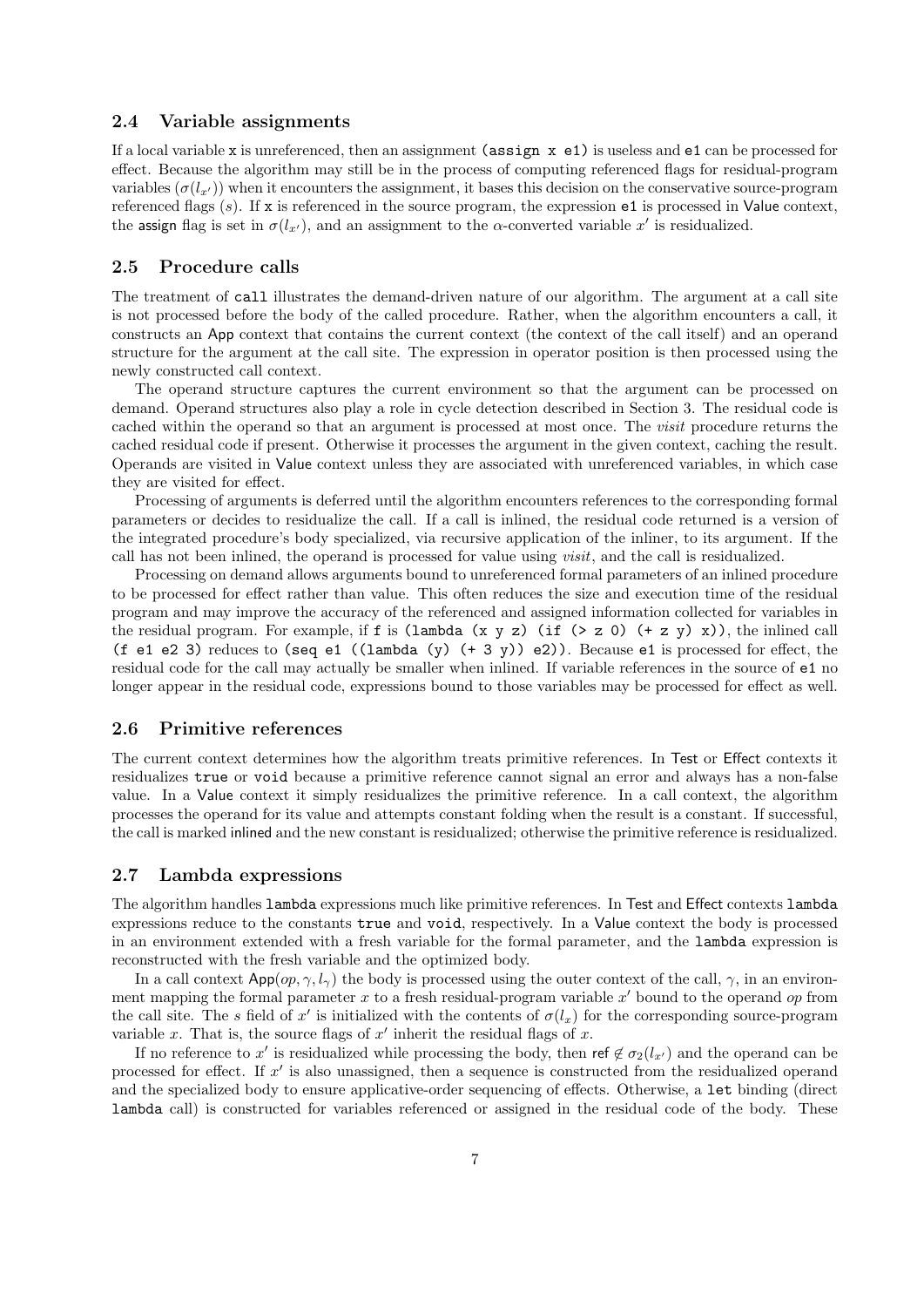### 2.4 Variable assignments

If a local variable `x` is unreferenced, then an assignment `(assign x e1)` is useless and `e1` can be processed for effect. Because the algorithm may still be in the process of computing referenced flags for residual-program variables ($\sigma(l_{x'})$) when it encounters the assignment, it bases this decision on the conservative source-program referenced flags ($s$). If `x` is referenced in the source program, the expression `e1` is processed in Value context, the assign flag is set in $\sigma(l_{x'})$, and an assignment to the $\alpha$-converted variable $x'$ is residualized.

### 2.5 Procedure calls

The treatment of `call` illustrates the demand-driven nature of our algorithm. The argument at a call site is not processed before the body of the called procedure. Rather, when the algorithm encounters a call, it constructs an App context that contains the current context (the context of the call itself) and an operand structure for the argument at the call site. The expression in operator position is then processed using the newly constructed call context.

The operand structure captures the current environment so that the argument can be processed on demand. Operand structures also play a role in cycle detection described in Section 3. The residual code is cached within the operand so that an argument is processed at most once. The *visit* procedure returns the cached residual code if present. Otherwise it processes the argument in the given context, caching the result. Operands are visited in Value context unless they are associated with unreferenced variables, in which case they are visited for effect.

Processing of arguments is deferred until the algorithm encounters references to the corresponding formal parameters or decides to residualize the call. If a call is inlined, the residual code returned is a version of the integrated procedure's body specialized, via recursive application of the inliner, to its argument. If the call has not been inlined, the operand is processed for value using *visit*, and the call is residualized.

Processing on demand allows arguments bound to unreferenced formal parameters of an inlined procedure to be processed for effect rather than value. This often reduces the size and execution time of the residual program and may improve the accuracy of the referenced and assigned information collected for variables in the residual program. For example, if `f` is `(lambda (x y z) (if (> z 0) (+ z y) x))`, the inlined call `(f e1 e2 3)` reduces to `(seq e1 ((lambda (y) (+ 3 y)) e2))`. Because `e1` is processed for effect, the residual code for the call may actually be smaller when inlined. If variable references in the source of `e1` no longer appear in the residual code, expressions bound to those variables may be processed for effect as well.

### 2.6 Primitive references

The current context determines how the algorithm treats primitive references. In Test or Effect contexts it residualizes `true` or `void` because a primitive reference cannot signal an error and always has a non-false value. In a Value context it simply residualizes the primitive reference. In a call context, the algorithm processes the operand for its value and attempts constant folding when the result is a constant. If successful, the call is marked inlined and the new constant is residualized; otherwise the primitive reference is residualized.

### 2.7 Lambda expressions

The algorithm handles `lambda` expressions much like primitive references. In Test and Effect contexts `lambda` expressions reduce to the constants `true` and `void`, respectively. In a Value context the body is processed in an environment extended with a fresh variable for the formal parameter, and the `lambda` expression is reconstructed with the fresh variable and the optimized body.

In a call context $\mathsf{App}(op, \gamma, l_\gamma)$ the body is processed using the outer context of the call, $\gamma$, in an environment mapping the formal parameter $x$ to a fresh residual-program variable $x'$ bound to the operand $op$ from the call site. The $s$ field of $x'$ is initialized with the contents of $\sigma(l_x)$ for the corresponding source-program variable $x$. That is, the source flags of $x'$ inherit the residual flags of $x$.

If no reference to $x'$ is residualized while processing the body, then $\mathsf{ref} \notin \sigma_2(l_{x'})$ and the operand can be processed for effect. If $x'$ is also unassigned, then a sequence is constructed from the residualized operand and the specialized body to ensure applicative-order sequencing of effects. Otherwise, a `let` binding (direct `lambda` call) is constructed for variables referenced or assigned in the residual code of the body. These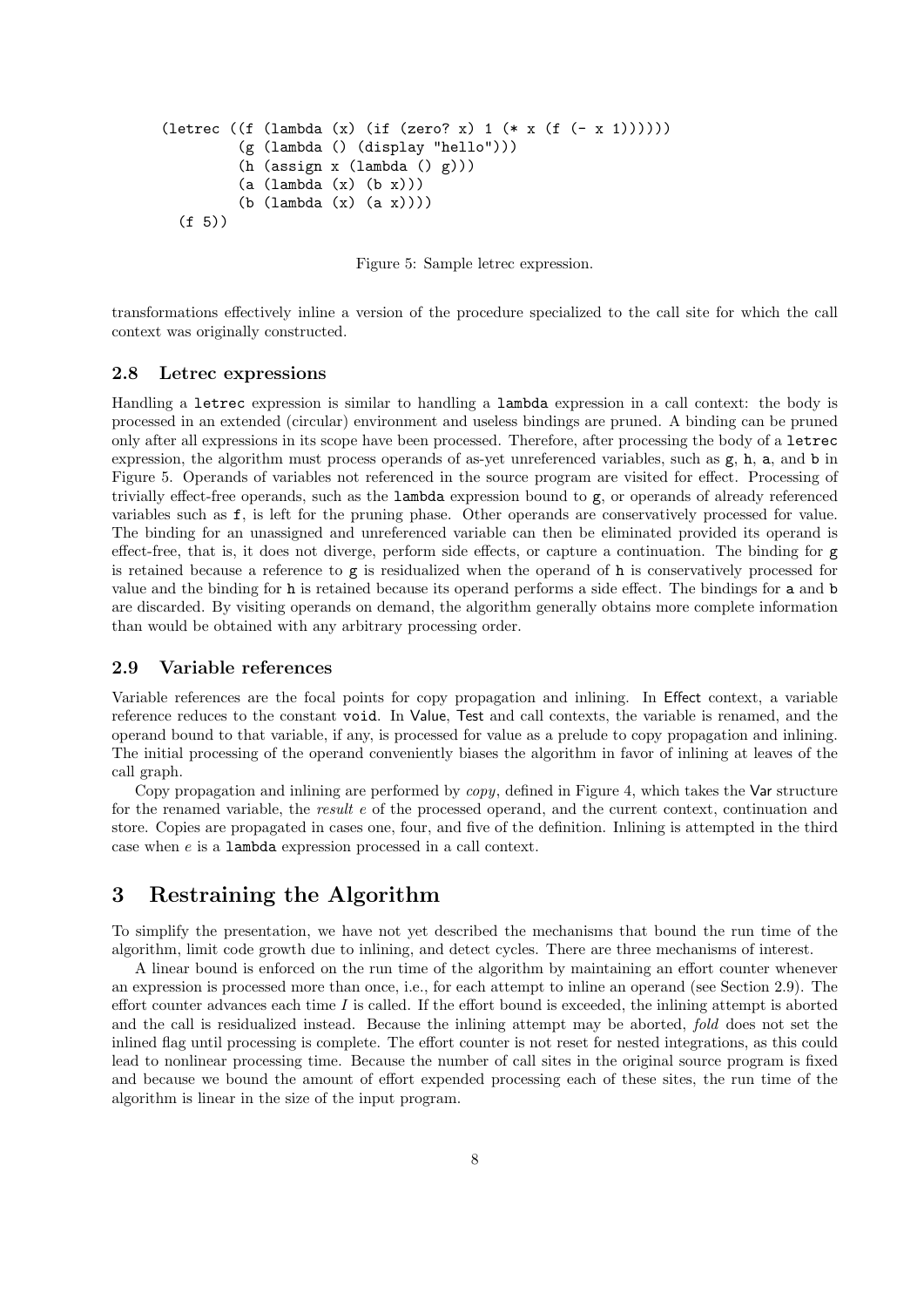```
(letrec ((f (lambda (x) (if (zero? x) 1 (* x (f (- x 1))))))
         (g (lambda () (display "hello")))
         (h (assign x (lambda () g)))
         (a (lambda (x) (b x)))
         (b (lambda (x) (a x))))
  (f 5))
```

Figure 5: Sample letrec expression.

transformations effectively inline a version of the procedure specialized to the call site for which the call context was originally constructed.

### 2.8 Letrec expressions

Handling a `letrec` expression is similar to handling a `lambda` expression in a call context: the body is processed in an extended (circular) environment and useless bindings are pruned. A binding can be pruned only after all expressions in its scope have been processed. Therefore, after processing the body of a `letrec` expression, the algorithm must process operands of as-yet unreferenced variables, such as `g`, `h`, `a`, and `b` in Figure 5. Operands of variables not referenced in the source program are visited for effect. Processing of trivially effect-free operands, such as the `lambda` expression bound to `g`, or operands of already referenced variables such as `f`, is left for the pruning phase. Other operands are conservatively processed for value. The binding for an unassigned and unreferenced variable can then be eliminated provided its operand is effect-free, that is, it does not diverge, perform side effects, or capture a continuation. The binding for `g` is retained because a reference to `g` is residualized when the operand of `h` is conservatively processed for value and the binding for `h` is retained because its operand performs a side effect. The bindings for `a` and `b` are discarded. By visiting operands on demand, the algorithm generally obtains more complete information than would be obtained with any arbitrary processing order.

### 2.9 Variable references

Variable references are the focal points for copy propagation and inlining. In Effect context, a variable reference reduces to the constant `void`. In Value, Test and call contexts, the variable is renamed, and the operand bound to that variable, if any, is processed for value as a prelude to copy propagation and inlining. The initial processing of the operand conveniently biases the algorithm in favor of inlining at leaves of the call graph.

Copy propagation and inlining are performed by *copy*, defined in Figure 4, which takes the Var structure for the renamed variable, the *result* $e$ of the processed operand, and the current context, continuation and store. Copies are propagated in cases one, four, and five of the definition. Inlining is attempted in the third case when $e$ is a `lambda` expression processed in a call context.

## 3 Restraining the Algorithm

To simplify the presentation, we have not yet described the mechanisms that bound the run time of the algorithm, limit code growth due to inlining, and detect cycles. There are three mechanisms of interest.

A linear bound is enforced on the run time of the algorithm by maintaining an effort counter whenever an expression is processed more than once, i.e., for each attempt to inline an operand (see Section 2.9). The effort counter advances each time $I$ is called. If the effort bound is exceeded, the inlining attempt is aborted and the call is residualized instead. Because the inlining attempt may be aborted, *fold* does not set the inlined flag until processing is complete. The effort counter is not reset for nested integrations, as this could lead to nonlinear processing time. Because the number of call sites in the original source program is fixed and because we bound the amount of effort expended processing each of these sites, the run time of the algorithm is linear in the size of the input program.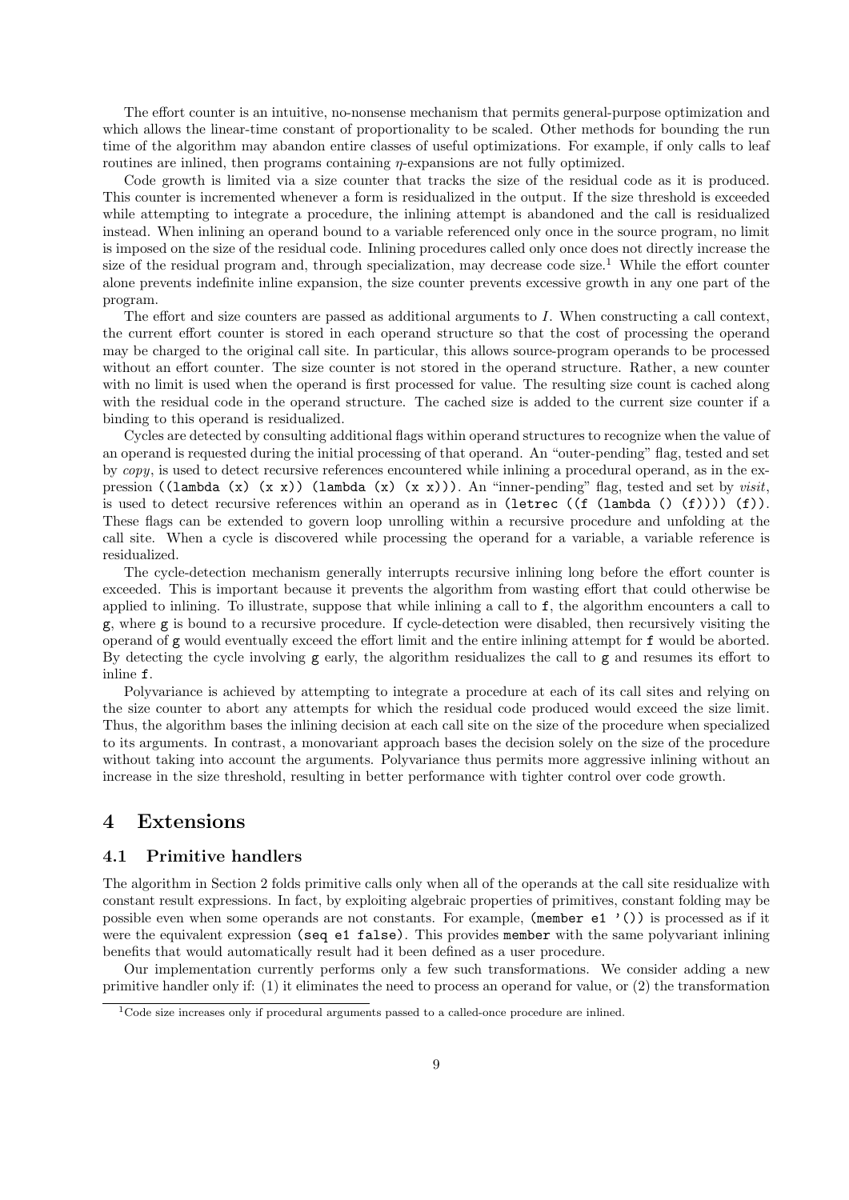The effort counter is an intuitive, no-nonsense mechanism that permits general-purpose optimization and which allows the linear-time constant of proportionality to be scaled. Other methods for bounding the run time of the algorithm may abandon entire classes of useful optimizations. For example, if only calls to leaf routines are inlined, then programs containing $\eta$-expansions are not fully optimized.

Code growth is limited via a size counter that tracks the size of the residual code as it is produced. This counter is incremented whenever a form is residualized in the output. If the size threshold is exceeded while attempting to integrate a procedure, the inlining attempt is abandoned and the call is residualized instead. When inlining an operand bound to a variable referenced only once in the source program, no limit is imposed on the size of the residual code. Inlining procedures called only once does not directly increase the size of the residual program and, through specialization, may decrease code size.[1] While the effort counter alone prevents indefinite inline expansion, the size counter prevents excessive growth in any one part of the program.

The effort and size counters are passed as additional arguments to $I$. When constructing a call context, the current effort counter is stored in each operand structure so that the cost of processing the operand may be charged to the original call site. In particular, this allows source-program operands to be processed without an effort counter. The size counter is not stored in the operand structure. Rather, a new counter with no limit is used when the operand is first processed for value. The resulting size count is cached along with the residual code in the operand structure. The cached size is added to the current size counter if a binding to this operand is residualized.

Cycles are detected by consulting additional flags within operand structures to recognize when the value of an operand is requested during the initial processing of that operand. An "outer-pending" flag, tested and set by *copy*, is used to detect recursive references encountered while inlining a procedural operand, as in the expression `((lambda (x) (x x)) (lambda (x) (x x)))`. An "inner-pending" flag, tested and set by *visit*, is used to detect recursive references within an operand as in `(letrec ((f (lambda () (f)))) (f))`. These flags can be extended to govern loop unrolling within a recursive procedure and unfolding at the call site. When a cycle is discovered while processing the operand for a variable, a variable reference is residualized.

The cycle-detection mechanism generally interrupts recursive inlining long before the effort counter is exceeded. This is important because it prevents the algorithm from wasting effort that could otherwise be applied to inlining. To illustrate, suppose that while inlining a call to `f`, the algorithm encounters a call to `g`, where `g` is bound to a recursive procedure. If cycle-detection were disabled, then recursively visiting the operand of `g` would eventually exceed the effort limit and the entire inlining attempt for `f` would be aborted. By detecting the cycle involving `g` early, the algorithm residualizes the call to `g` and resumes its effort to inline `f`.

Polyvariance is achieved by attempting to integrate a procedure at each of its call sites and relying on the size counter to abort any attempts for which the residual code produced would exceed the size limit. Thus, the algorithm bases the inlining decision at each call site on the size of the procedure when specialized to its arguments. In contrast, a monovariant approach bases the decision solely on the size of the procedure without taking into account the arguments. Polyvariance thus permits more aggressive inlining without an increase in the size threshold, resulting in better performance with tighter control over code growth.

# 4 Extensions

## 4.1 Primitive handlers

The algorithm in Section 2 folds primitive calls only when all of the operands at the call site residualize with constant result expressions. In fact, by exploiting algebraic properties of primitives, constant folding may be possible even when some operands are not constants. For example, `(member e1 '())` is processed as if it were the equivalent expression `(seq e1 false)`. This provides `member` with the same polyvariant inlining benefits that would automatically result had it been defined as a user procedure.

Our implementation currently performs only a few such transformations. We consider adding a new primitive handler only if: (1) it eliminates the need to process an operand for value, or (2) the transformation

[1] Code size increases only if procedural arguments passed to a called-once procedure are inlined.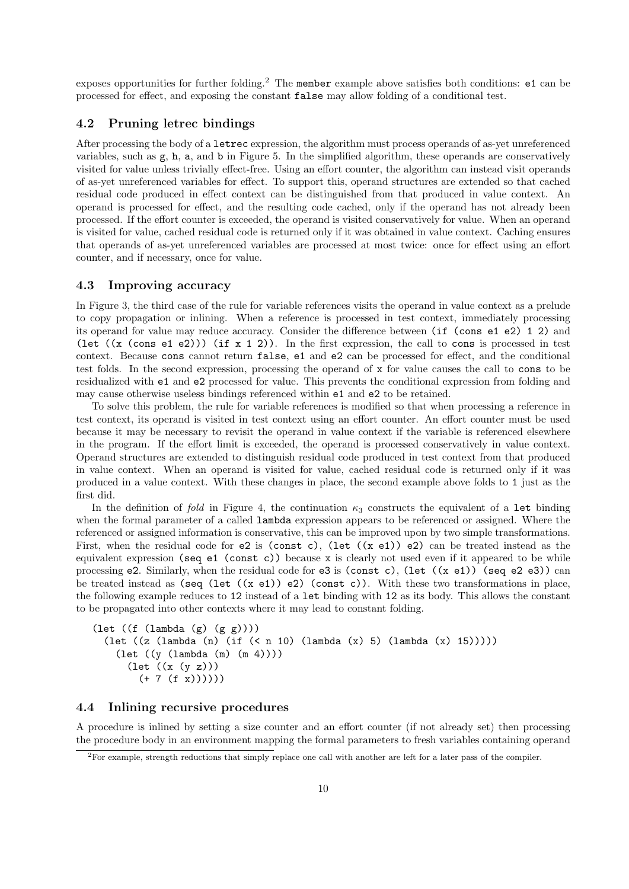exposes opportunities for further folding.[2] The `member` example above satisfies both conditions: `e1` can be processed for effect, and exposing the constant `false` may allow folding of a conditional test.

### 4.2 Pruning letrec bindings

After processing the body of a `letrec` expression, the algorithm must process operands of as-yet unreferenced variables, such as `g`, `h`, `a`, and `b` in Figure 5. In the simplified algorithm, these operands are conservatively visited for value unless trivially effect-free. Using an effort counter, the algorithm can instead visit operands of as-yet unreferenced variables for effect. To support this, operand structures are extended so that cached residual code produced in effect context can be distinguished from that produced in value context. An operand is processed for effect, and the resulting code cached, only if the operand has not already been processed. If the effort counter is exceeded, the operand is visited conservatively for value. When an operand is visited for value, cached residual code is returned only if it was obtained in value context. Caching ensures that operands of as-yet unreferenced variables are processed at most twice: once for effect using an effort counter, and if necessary, once for value.

### 4.3 Improving accuracy

In Figure 3, the third case of the rule for variable references visits the operand in value context as a prelude to copy propagation or inlining. When a reference is processed in test context, immediately processing its operand for value may reduce accuracy. Consider the difference between `(if (cons e1 e2) 1 2)` and `(let ((x (cons e1 e2))) (if x 1 2))`. In the first expression, the call to `cons` is processed in test context. Because `cons` cannot return `false`, `e1` and `e2` can be processed for effect, and the conditional test folds. In the second expression, processing the operand of `x` for value causes the call to `cons` to be residualized with `e1` and `e2` processed for value. This prevents the conditional expression from folding and may cause otherwise useless bindings referenced within `e1` and `e2` to be retained.

To solve this problem, the rule for variable references is modified so that when processing a reference in test context, its operand is visited in test context using an effort counter. An effort counter must be used because it may be necessary to revisit the operand in value context if the variable is referenced elsewhere in the program. If the effort limit is exceeded, the operand is processed conservatively in value context. Operand structures are extended to distinguish residual code produced in test context from that produced in value context. When an operand is visited for value, cached residual code is returned only if it was produced in a value context. With these changes in place, the second example above folds to `1` just as the first did.

In the definition of *fold* in Figure 4, the continuation $\kappa_3$ constructs the equivalent of a `let` binding when the formal parameter of a called `lambda` expression appears to be referenced or assigned. Where the referenced or assigned information is conservative, this can be improved upon by two simple transformations. First, when the residual code for `e2` is `(const c)`, `(let ((x e1)) e2)` can be treated instead as the equivalent expression `(seq e1 (const c))` because `x` is clearly not used even if it appeared to be while processing `e2`. Similarly, when the residual code for `e3` is `(const c)`, `(let ((x e1)) (seq e2 e3))` can be treated instead as `(seq (let ((x e1)) e2) (const c))`. With these two transformations in place, the following example reduces to `12` instead of a `let` binding with `12` as its body. This allows the constant to be propagated into other contexts where it may lead to constant folding.

```
(let ((f (lambda (g) (g g))))
  (let ((z (lambda (n) (if (< n 10) (lambda (x) 5) (lambda (x) 15)))))
    (let ((y (lambda (m) (m 4))))
      (let ((x (y z)))
        (+ 7 (f x))))))
```

### 4.4 Inlining recursive procedures

A procedure is inlined by setting a size counter and an effort counter (if not already set) then processing the procedure body in an environment mapping the formal parameters to fresh variables containing operand

[2] For example, strength reductions that simply replace one call with another are left for a later pass of the compiler.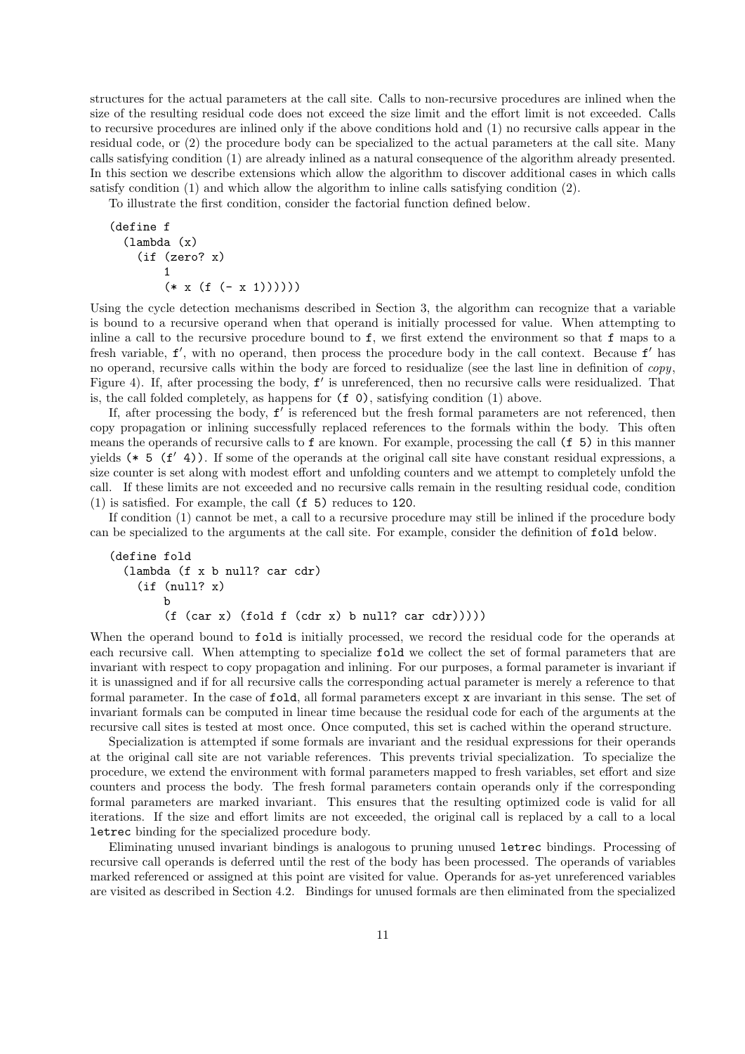structures for the actual parameters at the call site. Calls to non-recursive procedures are inlined when the size of the resulting residual code does not exceed the size limit and the effort limit is not exceeded. Calls to recursive procedures are inlined only if the above conditions hold and (1) no recursive calls appear in the residual code, or (2) the procedure body can be specialized to the actual parameters at the call site. Many calls satisfying condition (1) are already inlined as a natural consequence of the algorithm already presented. In this section we describe extensions which allow the algorithm to discover additional cases in which calls satisfy condition (1) and which allow the algorithm to inline calls satisfying condition (2).

To illustrate the first condition, consider the factorial function defined below.

```
(define f
  (lambda (x)
    (if (zero? x)
        1
        (* x (f (- x 1))))))
```

Using the cycle detection mechanisms described in Section 3, the algorithm can recognize that a variable is bound to a recursive operand when that operand is initially processed for value. When attempting to inline a call to the recursive procedure bound to f, we first extend the environment so that f maps to a fresh variable, f′, with no operand, then process the procedure body in the call context. Because f′ has no operand, recursive calls within the body are forced to residualize (see the last line in definition of *copy*, Figure 4). If, after processing the body, f′ is unreferenced, then no recursive calls were residualized. That is, the call folded completely, as happens for (f 0), satisfying condition (1) above.

If, after processing the body, f′ is referenced but the fresh formal parameters are not referenced, then copy propagation or inlining successfully replaced references to the formals within the body. This often means the operands of recursive calls to f are known. For example, processing the call (f 5) in this manner yields (* 5 (f′ 4)). If some of the operands at the original call site have constant residual expressions, a size counter is set along with modest effort and unfolding counters and we attempt to completely unfold the call. If these limits are not exceeded and no recursive calls remain in the resulting residual code, condition (1) is satisfied. For example, the call (f 5) reduces to 120.

If condition (1) cannot be met, a call to a recursive procedure may still be inlined if the procedure body can be specialized to the arguments at the call site. For example, consider the definition of fold below.

```
(define fold
  (lambda (f x b null? car cdr)
    (if (null? x)
        b
        (f (car x) (fold f (cdr x) b null? car cdr)))))
```

When the operand bound to fold is initially processed, we record the residual code for the operands at each recursive call. When attempting to specialize fold we collect the set of formal parameters that are invariant with respect to copy propagation and inlining. For our purposes, a formal parameter is invariant if it is unassigned and if for all recursive calls the corresponding actual parameter is merely a reference to that formal parameter. In the case of fold, all formal parameters except x are invariant in this sense. The set of invariant formals can be computed in linear time because the residual code for each of the arguments at the recursive call sites is tested at most once. Once computed, this set is cached within the operand structure.

Specialization is attempted if some formals are invariant and the residual expressions for their operands at the original call site are not variable references. This prevents trivial specialization. To specialize the procedure, we extend the environment with formal parameters mapped to fresh variables, set effort and size counters and process the body. The fresh formal parameters contain operands only if the corresponding formal parameters are marked invariant. This ensures that the resulting optimized code is valid for all iterations. If the size and effort limits are not exceeded, the original call is replaced by a call to a local letrec binding for the specialized procedure body.

Eliminating unused invariant bindings is analogous to pruning unused letrec bindings. Processing of recursive call operands is deferred until the rest of the body has been processed. The operands of variables marked referenced or assigned at this point are visited for value. Operands for as-yet unreferenced variables are visited as described in Section 4.2. Bindings for unused formals are then eliminated from the specialized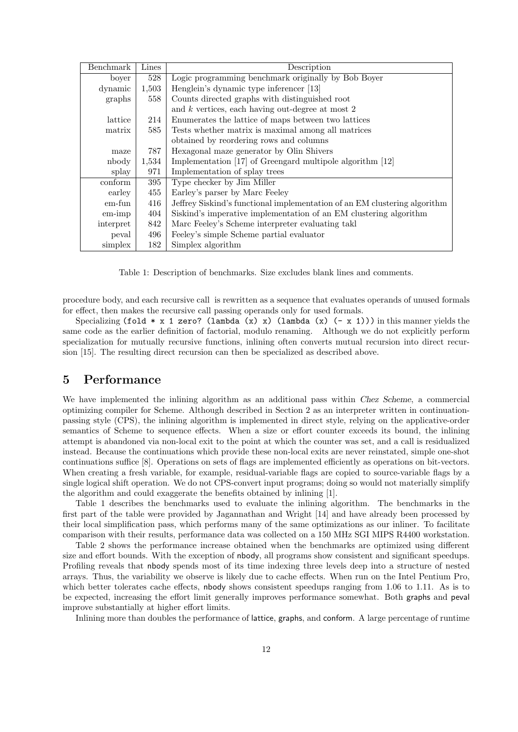| Benchmark | Lines | Description |
|---|---|---|
| boyer | 528 | Logic programming benchmark originally by Bob Boyer |
| dynamic | 1,503 | Henglein's dynamic type inferencer [13] |
| graphs | 558 | Counts directed graphs with distinguished root and $k$ vertices, each having out-degree at most 2 |
| lattice | 214 | Enumerates the lattice of maps between two lattices |
| matrix | 585 | Tests whether matrix is maximal among all matrices obtained by reordering rows and columns |
| maze | 787 | Hexagonal maze generator by Olin Shivers |
| nbody | 1,534 | Implementation [17] of Greengard multipole algorithm [12] |
| splay | 971 | Implementation of splay trees |
| conform | 395 | Type checker by Jim Miller |
| earley | 455 | Earley's parser by Marc Feeley |
| em-fun | 416 | Jeffrey Siskind's functional implementation of an EM clustering algorithm |
| em-imp | 404 | Siskind's imperative implementation of an EM clustering algorithm |
| interpret | 842 | Marc Feeley's Scheme interpreter evaluating takl |
| peval | 496 | Feeley's simple Scheme partial evaluator |
| simplex | 182 | Simplex algorithm |

Table 1: Description of benchmarks. Size excludes blank lines and comments.

procedure body, and each recursive call is rewritten as a sequence that evaluates operands of unused formals for effect, then makes the recursive call passing operands only for used formals.

Specializing `(fold * x 1 zero? (lambda (x) x) (lambda (x) (- x 1)))` in this manner yields the same code as the earlier definition of factorial, modulo renaming. Although we do not explicitly perform specialization for mutually recursive functions, inlining often converts mutual recursion into direct recursion [15]. The resulting direct recursion can then be specialized as described above.

## 5 Performance

We have implemented the inlining algorithm as an additional pass within *Chez Scheme*, a commercial optimizing compiler for Scheme. Although described in Section 2 as an interpreter written in continuation-passing style (CPS), the inlining algorithm is implemented in direct style, relying on the applicative-order semantics of Scheme to sequence effects. When a size or effort counter exceeds its bound, the inlining attempt is abandoned via non-local exit to the point at which the counter was set, and a call is residualized instead. Because the continuations which provide these non-local exits are never reinstated, simple one-shot continuations suffice [8]. Operations on sets of flags are implemented efficiently as operations on bit-vectors. When creating a fresh variable, for example, residual-variable flags are copied to source-variable flags by a single logical shift operation. We do not CPS-convert input programs; doing so would not materially simplify the algorithm and could exaggerate the benefits obtained by inlining [1].

Table 1 describes the benchmarks used to evaluate the inlining algorithm. The benchmarks in the first part of the table were provided by Jagannathan and Wright [14] and have already been processed by their local simplification pass, which performs many of the same optimizations as our inliner. To facilitate comparison with their results, performance data was collected on a 150 MHz SGI MIPS R4400 workstation.

Table 2 shows the performance increase obtained when the benchmarks are optimized using different size and effort bounds. With the exception of nbody, all programs show consistent and significant speedups. Profiling reveals that nbody spends most of its time indexing three levels deep into a structure of nested arrays. Thus, the variability we observe is likely due to cache effects. When run on the Intel Pentium Pro, which better tolerates cache effects, nbody shows consistent speedups ranging from 1.06 to 1.11. As is to be expected, increasing the effort limit generally improves performance somewhat. Both graphs and peval improve substantially at higher effort limits.

Inlining more than doubles the performance of lattice, graphs, and conform. A large percentage of runtime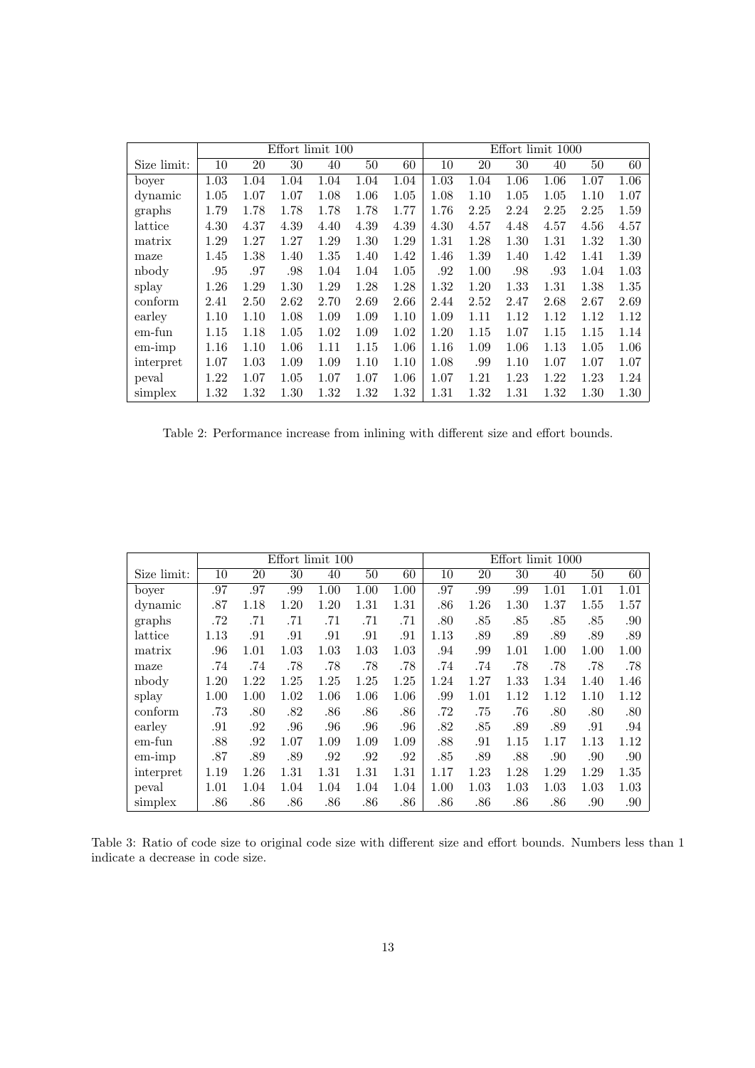| | Effort limit 100 | | | | | | Effort limit 1000 | | | | | |
|---|---|---|---|---|---|---|---|---|---|---|---|---|
| Size limit: | 10 | 20 | 30 | 40 | 50 | 60 | 10 | 20 | 30 | 40 | 50 | 60 |
| boyer | 1.03 | 1.04 | 1.04 | 1.04 | 1.04 | 1.04 | 1.03 | 1.04 | 1.06 | 1.06 | 1.07 | 1.06 |
| dynamic | 1.05 | 1.07 | 1.07 | 1.08 | 1.06 | 1.05 | 1.08 | 1.10 | 1.05 | 1.05 | 1.10 | 1.07 |
| graphs | 1.79 | 1.78 | 1.78 | 1.78 | 1.78 | 1.77 | 1.76 | 2.25 | 2.24 | 2.25 | 2.25 | 1.59 |
| lattice | 4.30 | 4.37 | 4.39 | 4.40 | 4.39 | 4.39 | 4.30 | 4.57 | 4.48 | 4.57 | 4.56 | 4.57 |
| matrix | 1.29 | 1.27 | 1.27 | 1.29 | 1.30 | 1.29 | 1.31 | 1.28 | 1.30 | 1.31 | 1.32 | 1.30 |
| maze | 1.45 | 1.38 | 1.40 | 1.35 | 1.40 | 1.42 | 1.46 | 1.39 | 1.40 | 1.42 | 1.41 | 1.39 |
| nbody | .95 | .97 | .98 | 1.04 | 1.04 | 1.05 | .92 | 1.00 | .98 | .93 | 1.04 | 1.03 |
| splay | 1.26 | 1.29 | 1.30 | 1.29 | 1.28 | 1.28 | 1.32 | 1.20 | 1.33 | 1.31 | 1.38 | 1.35 |
| conform | 2.41 | 2.50 | 2.62 | 2.70 | 2.69 | 2.66 | 2.44 | 2.52 | 2.47 | 2.68 | 2.67 | 2.69 |
| earley | 1.10 | 1.10 | 1.08 | 1.09 | 1.09 | 1.10 | 1.09 | 1.11 | 1.12 | 1.12 | 1.12 | 1.12 |
| em-fun | 1.15 | 1.18 | 1.05 | 1.02 | 1.09 | 1.02 | 1.20 | 1.15 | 1.07 | 1.15 | 1.15 | 1.14 |
| em-imp | 1.16 | 1.10 | 1.06 | 1.11 | 1.15 | 1.06 | 1.16 | 1.09 | 1.06 | 1.13 | 1.05 | 1.06 |
| interpret | 1.07 | 1.03 | 1.09 | 1.09 | 1.10 | 1.10 | 1.08 | .99 | 1.10 | 1.07 | 1.07 | 1.07 |
| peval | 1.22 | 1.07 | 1.05 | 1.07 | 1.07 | 1.06 | 1.07 | 1.21 | 1.23 | 1.22 | 1.23 | 1.24 |
| simplex | 1.32 | 1.32 | 1.30 | 1.32 | 1.32 | 1.32 | 1.31 | 1.32 | 1.31 | 1.32 | 1.30 | 1.30 |

Table 2: Performance increase from inlining with different size and effort bounds.

| | Effort limit 100 | | | | | | Effort limit 1000 | | | | | |
|---|---|---|---|---|---|---|---|---|---|---|---|---|
| Size limit: | 10 | 20 | 30 | 40 | 50 | 60 | 10 | 20 | 30 | 40 | 50 | 60 |
| boyer | .97 | .97 | .99 | 1.00 | 1.00 | 1.00 | .97 | .99 | .99 | 1.01 | 1.01 | 1.01 |
| dynamic | .87 | 1.18 | 1.20 | 1.20 | 1.31 | 1.31 | .86 | 1.26 | 1.30 | 1.37 | 1.55 | 1.57 |
| graphs | .72 | .71 | .71 | .71 | .71 | .71 | .80 | .85 | .85 | .85 | .85 | .90 |
| lattice | 1.13 | .91 | .91 | .91 | .91 | .91 | 1.13 | .89 | .89 | .89 | .89 | .89 |
| matrix | .96 | 1.01 | 1.03 | 1.03 | 1.03 | 1.03 | .94 | .99 | 1.01 | 1.00 | 1.00 | 1.00 |
| maze | .74 | .74 | .78 | .78 | .78 | .78 | .74 | .74 | .78 | .78 | .78 | .78 |
| nbody | 1.20 | 1.22 | 1.25 | 1.25 | 1.25 | 1.25 | 1.24 | 1.27 | 1.33 | 1.34 | 1.40 | 1.46 |
| splay | 1.00 | 1.00 | 1.02 | 1.06 | 1.06 | 1.06 | .99 | 1.01 | 1.12 | 1.12 | 1.10 | 1.12 |
| conform | .73 | .80 | .82 | .86 | .86 | .86 | .72 | .75 | .76 | .80 | .80 | .80 |
| earley | .91 | .92 | .96 | .96 | .96 | .96 | .82 | .85 | .89 | .89 | .91 | .94 |
| em-fun | .88 | .92 | 1.07 | 1.09 | 1.09 | 1.09 | .88 | .91 | 1.15 | 1.17 | 1.13 | 1.12 |
| em-imp | .87 | .89 | .89 | .92 | .92 | .92 | .85 | .89 | .88 | .90 | .90 | .90 |
| interpret | 1.19 | 1.26 | 1.31 | 1.31 | 1.31 | 1.31 | 1.17 | 1.23 | 1.28 | 1.29 | 1.29 | 1.35 |
| peval | 1.01 | 1.04 | 1.04 | 1.04 | 1.04 | 1.04 | 1.00 | 1.03 | 1.03 | 1.03 | 1.03 | 1.03 |
| simplex | .86 | .86 | .86 | .86 | .86 | .86 | .86 | .86 | .86 | .86 | .90 | .90 |

Table 3: Ratio of code size to original code size with different size and effort bounds. Numbers less than 1 indicate a decrease in code size.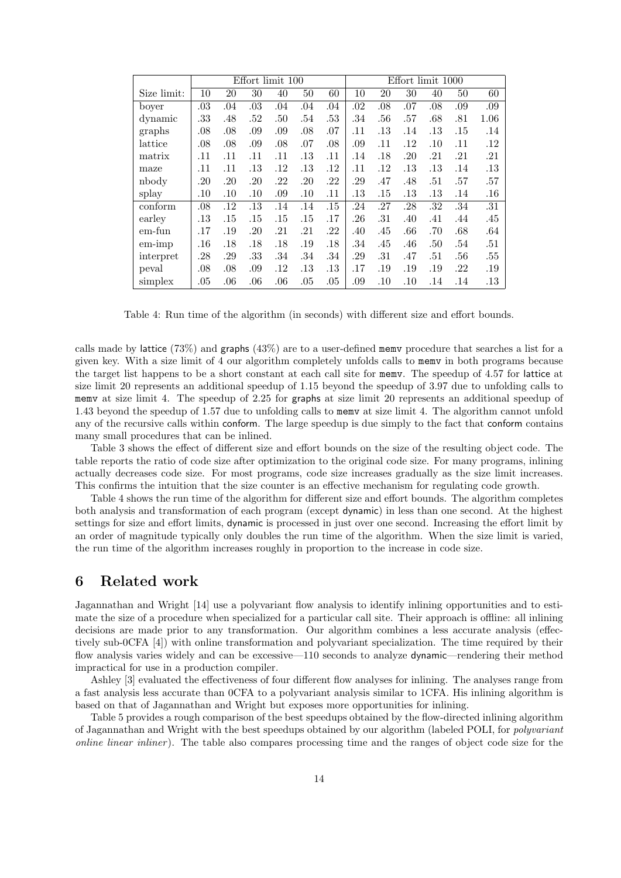| | Effort limit 100 | | | | | | Effort limit 1000 | | | | | |
|---|---|---|---|---|---|---|---|---|---|---|---|---|
| Size limit: | 10 | 20 | 30 | 40 | 50 | 60 | 10 | 20 | 30 | 40 | 50 | 60 |
| boyer | .03 | .04 | .03 | .04 | .04 | .04 | .02 | .08 | .07 | .08 | .09 | .09 |
| dynamic | .33 | .48 | .52 | .50 | .54 | .53 | .34 | .56 | .57 | .68 | .81 | 1.06 |
| graphs | .08 | .08 | .09 | .09 | .08 | .07 | .11 | .13 | .14 | .13 | .15 | .14 |
| lattice | .08 | .08 | .09 | .08 | .07 | .08 | .09 | .11 | .12 | .10 | .11 | .12 |
| matrix | .11 | .11 | .11 | .11 | .13 | .11 | .14 | .18 | .20 | .21 | .21 | .21 |
| maze | .11 | .11 | .13 | .12 | .13 | .12 | .11 | .12 | .13 | .13 | .14 | .13 |
| nbody | .20 | .20 | .20 | .22 | .20 | .22 | .29 | .47 | .48 | .51 | .57 | .57 |
| splay | .10 | .10 | .10 | .09 | .10 | .11 | .13 | .15 | .13 | .13 | .14 | .16 |
| conform | .08 | .12 | .13 | .14 | .14 | .15 | .24 | .27 | .28 | .32 | .34 | .31 |
| earley | .13 | .15 | .15 | .15 | .15 | .17 | .26 | .31 | .40 | .41 | .44 | .45 |
| em-fun | .17 | .19 | .20 | .21 | .21 | .22 | .40 | .45 | .66 | .70 | .68 | .64 |
| em-imp | .16 | .18 | .18 | .18 | .19 | .18 | .34 | .45 | .46 | .50 | .54 | .51 |
| interpret | .28 | .29 | .33 | .34 | .34 | .34 | .29 | .31 | .47 | .51 | .56 | .55 |
| peval | .08 | .08 | .09 | .12 | .13 | .13 | .17 | .19 | .19 | .19 | .22 | .19 |
| simplex | .05 | .06 | .06 | .06 | .05 | .05 | .09 | .10 | .10 | .14 | .14 | .13 |

Table 4: Run time of the algorithm (in seconds) with different size and effort bounds.

calls made by lattice (73%) and graphs (43%) are to a user-defined memv procedure that searches a list for a given key. With a size limit of 4 our algorithm completely unfolds calls to memv in both programs because the target list happens to be a short constant at each call site for memv. The speedup of 4.57 for lattice at size limit 20 represents an additional speedup of 1.15 beyond the speedup of 3.97 due to unfolding calls to memv at size limit 4. The speedup of 2.25 for graphs at size limit 20 represents an additional speedup of 1.43 beyond the speedup of 1.57 due to unfolding calls to memv at size limit 4. The algorithm cannot unfold any of the recursive calls within conform. The large speedup is due simply to the fact that conform contains many small procedures that can be inlined.

Table 3 shows the effect of different size and effort bounds on the size of the resulting object code. The table reports the ratio of code size after optimization to the original code size. For many programs, inlining actually decreases code size. For most programs, code size increases gradually as the size limit increases. This confirms the intuition that the size counter is an effective mechanism for regulating code growth.

Table 4 shows the run time of the algorithm for different size and effort bounds. The algorithm completes both analysis and transformation of each program (except dynamic) in less than one second. At the highest settings for size and effort limits, dynamic is processed in just over one second. Increasing the effort limit by an order of magnitude typically only doubles the run time of the algorithm. When the size limit is varied, the run time of the algorithm increases roughly in proportion to the increase in code size.

## 6 Related work

Jagannathan and Wright [14] use a polyvariant flow analysis to identify inlining opportunities and to estimate the size of a procedure when specialized for a particular call site. Their approach is offline: all inlining decisions are made prior to any transformation. Our algorithm combines a less accurate analysis (effectively sub-0CFA [4]) with online transformation and polyvariant specialization. The time required by their flow analysis varies widely and can be excessive—110 seconds to analyze dynamic—rendering their method impractical for use in a production compiler.

Ashley [3] evaluated the effectiveness of four different flow analyses for inlining. The analyses range from a fast analysis less accurate than 0CFA to a polyvariant analysis similar to 1CFA. His inlining algorithm is based on that of Jagannathan and Wright but exposes more opportunities for inlining.

Table 5 provides a rough comparison of the best speedups obtained by the flow-directed inlining algorithm of Jagannathan and Wright with the best speedups obtained by our algorithm (labeled POLI, for *polyvariant online linear inliner*). The table also compares processing time and the ranges of object code size for the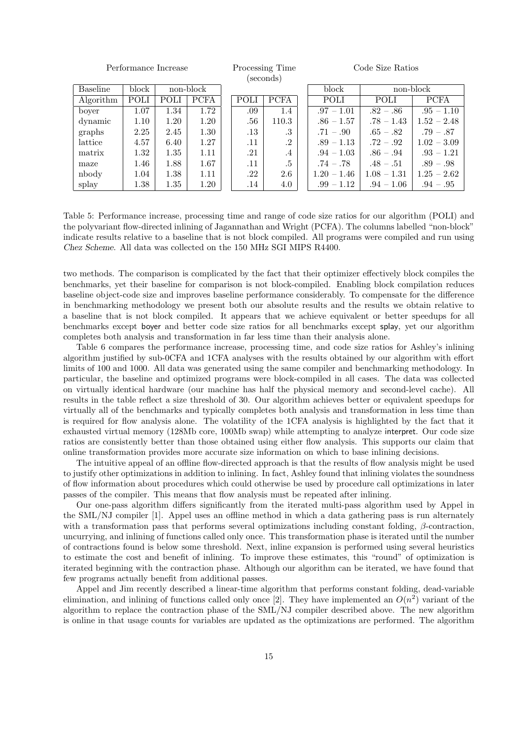| Performance Increase | | | | Processing Time (seconds) | | Code Size Ratios | | |
|---|---|---|---|---|---|---|---|---|
| Baseline | block | non-block | | | | block | non-block | |
| Algorithm | POLI | POLI | PCFA | POLI | PCFA | POLI | POLI | PCFA |
| boyer | 1.07 | 1.34 | 1.72 | .09 | 1.4 | .97 – 1.01 | .82 – .86 | .95 – 1.10 |
| dynamic | 1.10 | 1.20 | 1.20 | .56 | 110.3 | .86 – 1.57 | .78 – 1.43 | 1.52 – 2.48 |
| graphs | 2.25 | 2.45 | 1.30 | .13 | .3 | .71 – .90 | .65 – .82 | .79 – .87 |
| lattice | 4.57 | 6.40 | 1.27 | .11 | .2 | .89 – 1.13 | .72 – .92 | 1.02 – 3.09 |
| matrix | 1.32 | 1.35 | 1.11 | .21 | .4 | .94 – 1.03 | .86 – .94 | .93 – 1.21 |
| maze | 1.46 | 1.88 | 1.67 | .11 | .5 | .74 – .78 | .48 – .51 | .89 – .98 |
| nbody | 1.04 | 1.38 | 1.11 | .22 | 2.6 | 1.20 – 1.46 | 1.08 – 1.31 | 1.25 – 2.62 |
| splay | 1.38 | 1.35 | 1.20 | .14 | 4.0 | .99 – 1.12 | .94 – 1.06 | .94 – .95 |

Table 5: Performance increase, processing time and range of code size ratios for our algorithm (POLI) and the polyvariant flow-directed inlining of Jagannathan and Wright (PCFA). The columns labelled "non-block" indicate results relative to a baseline that is not block compiled. All programs were compiled and run using *Chez Scheme*. All data was collected on the 150 MHz SGI MIPS R4400.

two methods. The comparison is complicated by the fact that their optimizer effectively block compiles the benchmarks, yet their baseline for comparison is not block-compiled. Enabling block compilation reduces baseline object-code size and improves baseline performance considerably. To compensate for the difference in benchmarking methodology we present both our absolute results and the results we obtain relative to a baseline that is not block compiled. It appears that we achieve equivalent or better speedups for all benchmarks except boyer and better code size ratios for all benchmarks except splay, yet our algorithm completes both analysis and transformation in far less time than their analysis alone.

Table 6 compares the performance increase, processing time, and code size ratios for Ashley's inlining algorithm justified by sub-0CFA and 1CFA analyses with the results obtained by our algorithm with effort limits of 100 and 1000. All data was generated using the same compiler and benchmarking methodology. In particular, the baseline and optimized programs were block-compiled in all cases. The data was collected on virtually identical hardware (our machine has half the physical memory and second-level cache). All results in the table reflect a size threshold of 30. Our algorithm achieves better or equivalent speedups for virtually all of the benchmarks and typically completes both analysis and transformation in less time than is required for flow analysis alone. The volatility of the 1CFA analysis is highlighted by the fact that it exhausted virtual memory (128Mb core, 100Mb swap) while attempting to analyze interpret. Our code size ratios are consistently better than those obtained using either flow analysis. This supports our claim that online transformation provides more accurate size information on which to base inlining decisions.

The intuitive appeal of an offline flow-directed approach is that the results of flow analysis might be used to justify other optimizations in addition to inlining. In fact, Ashley found that inlining violates the soundness of flow information about procedures which could otherwise be used by procedure call optimizations in later passes of the compiler. This means that flow analysis must be repeated after inlining.

Our one-pass algorithm differs significantly from the iterated multi-pass algorithm used by Appel in the SML/NJ compiler [1]. Appel uses an offline method in which a data gathering pass is run alternately with a transformation pass that performs several optimizations including constant folding, $\beta$-contraction, uncurrying, and inlining of functions called only once. This transformation phase is iterated until the number of contractions found is below some threshold. Next, inline expansion is performed using several heuristics to estimate the cost and benefit of inlining. To improve these estimates, this "round" of optimization is iterated beginning with the contraction phase. Although our algorithm can be iterated, we have found that few programs actually benefit from additional passes.

Appel and Jim recently described a linear-time algorithm that performs constant folding, dead-variable elimination, and inlining of functions called only once [2]. They have implemented an $O(n^2)$ variant of the algorithm to replace the contraction phase of the SML/NJ compiler described above. The new algorithm is online in that usage counts for variables are updated as the optimizations are performed. The algorithm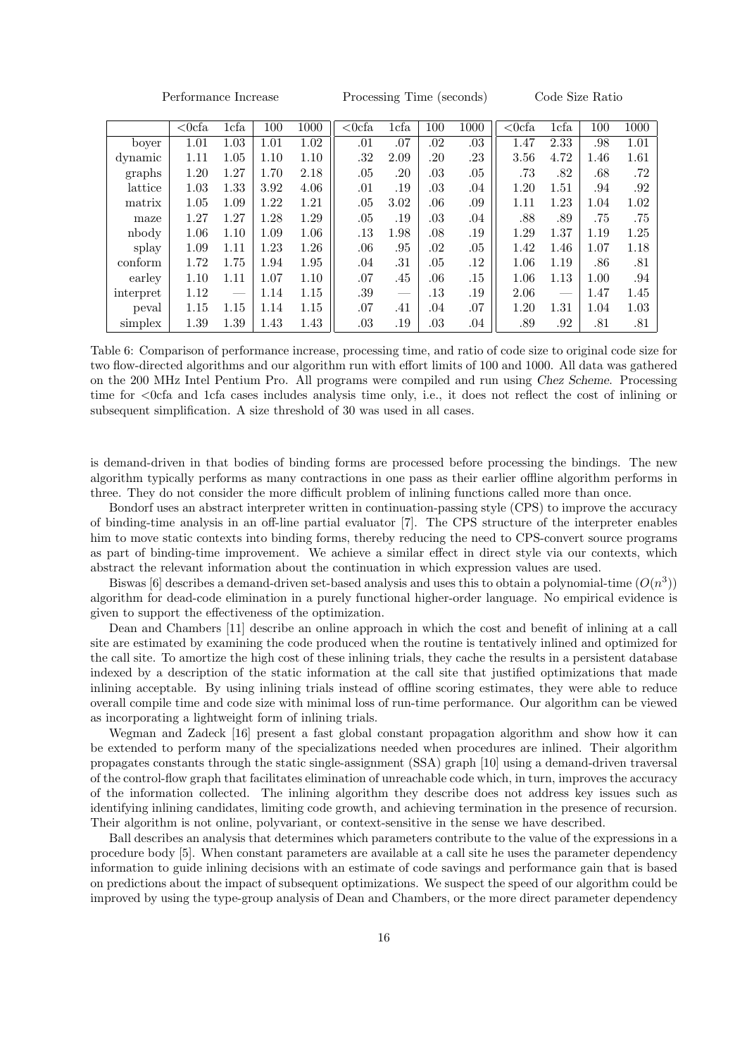|  | Performance Increase | | | | Processing Time (seconds) | | | | Code Size Ratio | | | |
|---|---|---|---|---|---|---|---|---|---|---|---|---|
|  | <0cfa | 1cfa | 100 | 1000 | <0cfa | 1cfa | 100 | 1000 | <0cfa | 1cfa | 100 | 1000 |
| boyer | 1.01 | 1.03 | 1.01 | 1.02 | .01 | .07 | .02 | .03 | 1.47 | 2.33 | .98 | 1.01 |
| dynamic | 1.11 | 1.05 | 1.10 | 1.10 | .32 | 2.09 | .20 | .23 | 3.56 | 4.72 | 1.46 | 1.61 |
| graphs | 1.20 | 1.27 | 1.70 | 2.18 | .05 | .20 | .03 | .05 | .73 | .82 | .68 | .72 |
| lattice | 1.03 | 1.33 | 3.92 | 4.06 | .01 | .19 | .03 | .04 | 1.20 | 1.51 | .94 | .92 |
| matrix | 1.05 | 1.09 | 1.22 | 1.21 | .05 | 3.02 | .06 | .09 | 1.11 | 1.23 | 1.04 | 1.02 |
| maze | 1.27 | 1.27 | 1.28 | 1.29 | .05 | .19 | .03 | .04 | .88 | .89 | .75 | .75 |
| nbody | 1.06 | 1.10 | 1.09 | 1.06 | .13 | 1.98 | .08 | .19 | 1.29 | 1.37 | 1.19 | 1.25 |
| splay | 1.09 | 1.11 | 1.23 | 1.26 | .06 | .95 | .02 | .05 | 1.42 | 1.46 | 1.07 | 1.18 |
| conform | 1.72 | 1.75 | 1.94 | 1.95 | .04 | .31 | .05 | .12 | 1.06 | 1.19 | .86 | .81 |
| earley | 1.10 | 1.11 | 1.07 | 1.10 | .07 | .45 | .06 | .15 | 1.06 | 1.13 | 1.00 | .94 |
| interpret | 1.12 | — | 1.14 | 1.15 | .39 | — | .13 | .19 | 2.06 | — | 1.47 | 1.45 |
| peval | 1.15 | 1.15 | 1.14 | 1.15 | .07 | .41 | .04 | .07 | 1.20 | 1.31 | 1.04 | 1.03 |
| simplex | 1.39 | 1.39 | 1.43 | 1.43 | .03 | .19 | .03 | .04 | .89 | .92 | .81 | .81 |

Table 6: Comparison of performance increase, processing time, and ratio of code size to original code size for two flow-directed algorithms and our algorithm run with effort limits of 100 and 1000. All data was gathered on the 200 MHz Intel Pentium Pro. All programs were compiled and run using *Chez Scheme*. Processing time for <0cfa and 1cfa cases includes analysis time only, i.e., it does not reflect the cost of inlining or subsequent simplification. A size threshold of 30 was used in all cases.

is demand-driven in that bodies of binding forms are processed before processing the bindings. The new algorithm typically performs as many contractions in one pass as their earlier offline algorithm performs in three. They do not consider the more difficult problem of inlining functions called more than once.

Bondorf uses an abstract interpreter written in continuation-passing style (CPS) to improve the accuracy of binding-time analysis in an off-line partial evaluator [7]. The CPS structure of the interpreter enables him to move static contexts into binding forms, thereby reducing the need to CPS-convert source programs as part of binding-time improvement. We achieve a similar effect in direct style via our contexts, which abstract the relevant information about the continuation in which expression values are used.

Biswas [6] describes a demand-driven set-based analysis and uses this to obtain a polynomial-time ($O(n^3)$) algorithm for dead-code elimination in a purely functional higher-order language. No empirical evidence is given to support the effectiveness of the optimization.

Dean and Chambers [11] describe an online approach in which the cost and benefit of inlining at a call site are estimated by examining the code produced when the routine is tentatively inlined and optimized for the call site. To amortize the high cost of these inlining trials, they cache the results in a persistent database indexed by a description of the static information at the call site that justified optimizations that made inlining acceptable. By using inlining trials instead of offline scoring estimates, they were able to reduce overall compile time and code size with minimal loss of run-time performance. Our algorithm can be viewed as incorporating a lightweight form of inlining trials.

Wegman and Zadeck [16] present a fast global constant propagation algorithm and show how it can be extended to perform many of the specializations needed when procedures are inlined. Their algorithm propagates constants through the static single-assignment (SSA) graph [10] using a demand-driven traversal of the control-flow graph that facilitates elimination of unreachable code which, in turn, improves the accuracy of the information collected. The inlining algorithm they describe does not address key issues such as identifying inlining candidates, limiting code growth, and achieving termination in the presence of recursion. Their algorithm is not online, polyvariant, or context-sensitive in the sense we have described.

Ball describes an analysis that determines which parameters contribute to the value of the expressions in a procedure body [5]. When constant parameters are available at a call site he uses the parameter dependency information to guide inlining decisions with an estimate of code savings and performance gain that is based on predictions about the impact of subsequent optimizations. We suspect the speed of our algorithm could be improved by using the type-group analysis of Dean and Chambers, or the more direct parameter dependency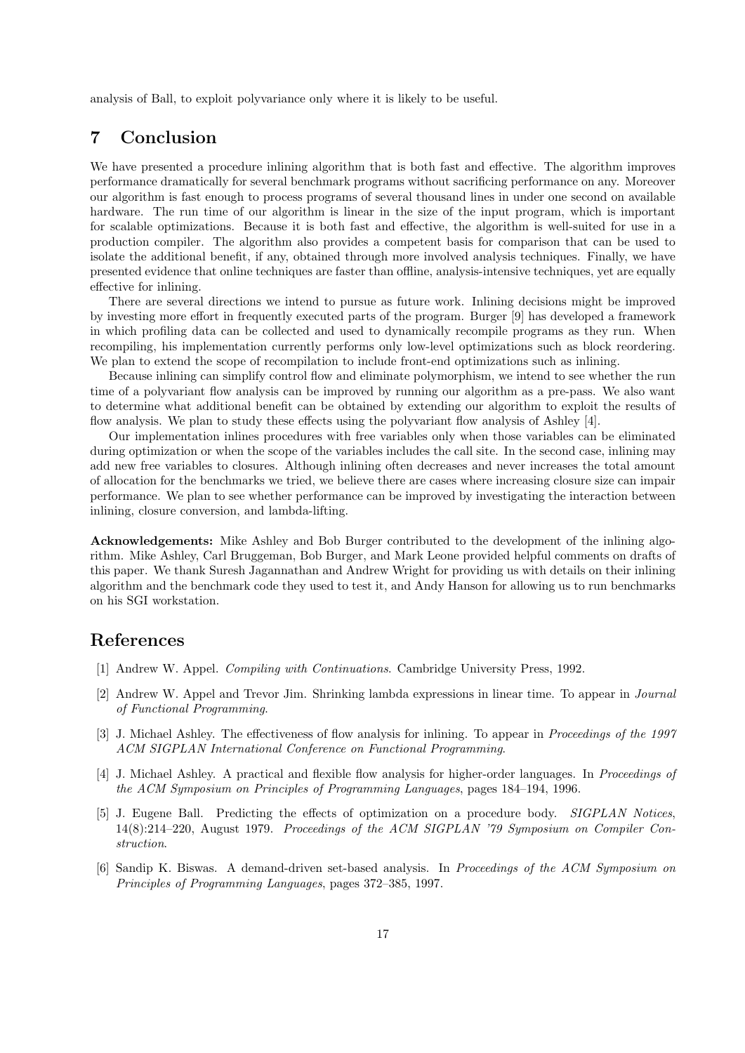analysis of Ball, to exploit polyvariance only where it is likely to be useful.

## 7 Conclusion

We have presented a procedure inlining algorithm that is both fast and effective. The algorithm improves performance dramatically for several benchmark programs without sacrificing performance on any. Moreover our algorithm is fast enough to process programs of several thousand lines in under one second on available hardware. The run time of our algorithm is linear in the size of the input program, which is important for scalable optimizations. Because it is both fast and effective, the algorithm is well-suited for use in a production compiler. The algorithm also provides a competent basis for comparison that can be used to isolate the additional benefit, if any, obtained through more involved analysis techniques. Finally, we have presented evidence that online techniques are faster than offline, analysis-intensive techniques, yet are equally effective for inlining.

There are several directions we intend to pursue as future work. Inlining decisions might be improved by investing more effort in frequently executed parts of the program. Burger [9] has developed a framework in which profiling data can be collected and used to dynamically recompile programs as they run. When recompiling, his implementation currently performs only low-level optimizations such as block reordering. We plan to extend the scope of recompilation to include front-end optimizations such as inlining.

Because inlining can simplify control flow and eliminate polymorphism, we intend to see whether the run time of a polyvariant flow analysis can be improved by running our algorithm as a pre-pass. We also want to determine what additional benefit can be obtained by extending our algorithm to exploit the results of flow analysis. We plan to study these effects using the polyvariant flow analysis of Ashley [4].

Our implementation inlines procedures with free variables only when those variables can be eliminated during optimization or when the scope of the variables includes the call site. In the second case, inlining may add new free variables to closures. Although inlining often decreases and never increases the total amount of allocation for the benchmarks we tried, we believe there are cases where increasing closure size can impair performance. We plan to see whether performance can be improved by investigating the interaction between inlining, closure conversion, and lambda-lifting.

**Acknowledgements:** Mike Ashley and Bob Burger contributed to the development of the inlining algorithm. Mike Ashley, Carl Bruggeman, Bob Burger, and Mark Leone provided helpful comments on drafts of this paper. We thank Suresh Jagannathan and Andrew Wright for providing us with details on their inlining algorithm and the benchmark code they used to test it, and Andy Hanson for allowing us to run benchmarks on his SGI workstation.

## References

[1] Andrew W. Appel. *Compiling with Continuations*. Cambridge University Press, 1992.

[2] Andrew W. Appel and Trevor Jim. Shrinking lambda expressions in linear time. To appear in *Journal of Functional Programming*.

[3] J. Michael Ashley. The effectiveness of flow analysis for inlining. To appear in *Proceedings of the 1997 ACM SIGPLAN International Conference on Functional Programming*.

[4] J. Michael Ashley. A practical and flexible flow analysis for higher-order languages. In *Proceedings of the ACM Symposium on Principles of Programming Languages*, pages 184–194, 1996.

[5] J. Eugene Ball. Predicting the effects of optimization on a procedure body. *SIGPLAN Notices*, 14(8):214–220, August 1979. *Proceedings of the ACM SIGPLAN '79 Symposium on Compiler Construction*.

[6] Sandip K. Biswas. A demand-driven set-based analysis. In *Proceedings of the ACM Symposium on Principles of Programming Languages*, pages 372–385, 1997.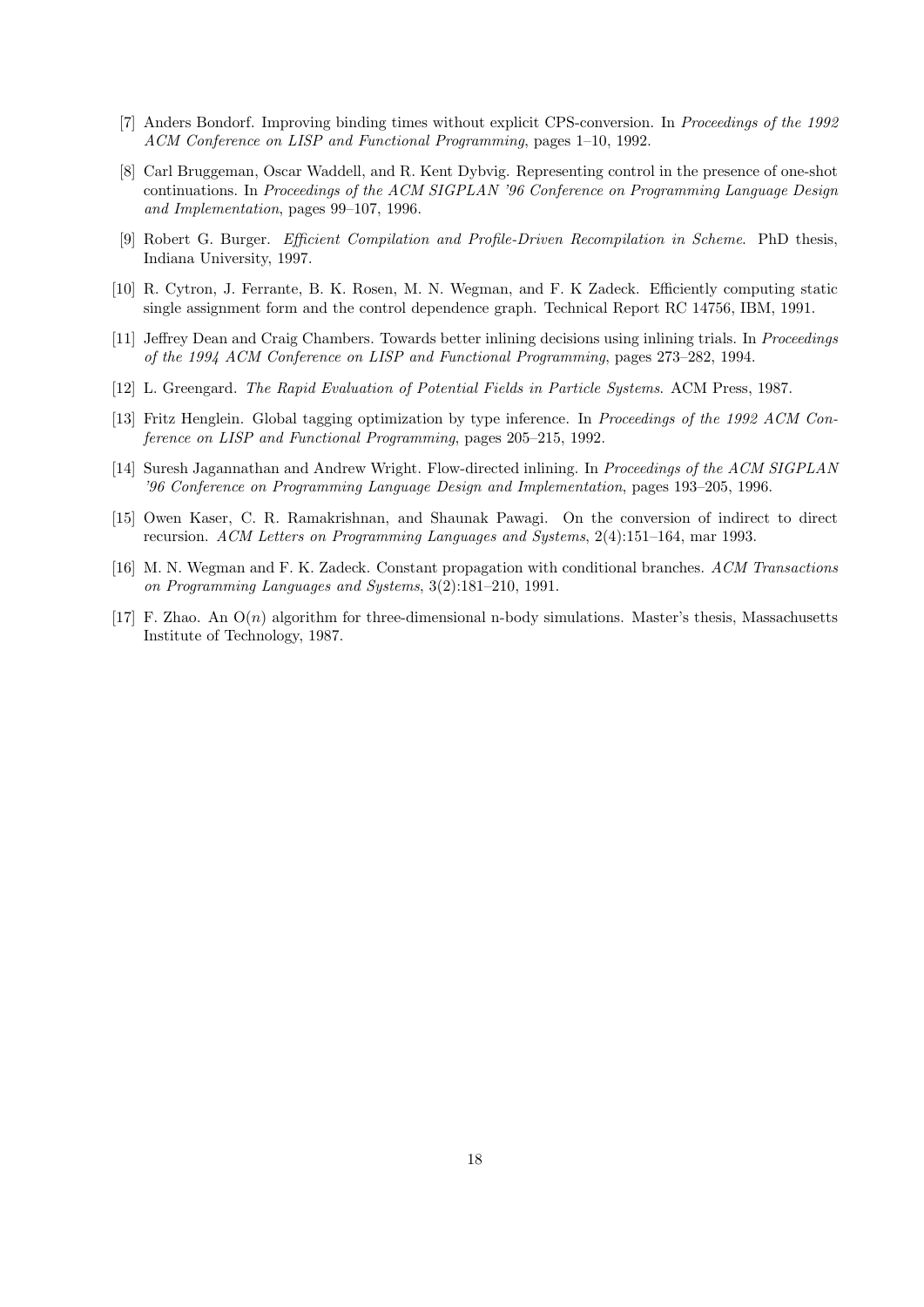[7] Anders Bondorf. Improving binding times without explicit CPS-conversion. In *Proceedings of the 1992 ACM Conference on LISP and Functional Programming*, pages 1–10, 1992.

[8] Carl Bruggeman, Oscar Waddell, and R. Kent Dybvig. Representing control in the presence of one-shot continuations. In *Proceedings of the ACM SIGPLAN '96 Conference on Programming Language Design and Implementation*, pages 99–107, 1996.

[9] Robert G. Burger. *Efficient Compilation and Profile-Driven Recompilation in Scheme*. PhD thesis, Indiana University, 1997.

[10] R. Cytron, J. Ferrante, B. K. Rosen, M. N. Wegman, and F. K Zadeck. Efficiently computing static single assignment form and the control dependence graph. Technical Report RC 14756, IBM, 1991.

[11] Jeffrey Dean and Craig Chambers. Towards better inlining decisions using inlining trials. In *Proceedings of the 1994 ACM Conference on LISP and Functional Programming*, pages 273–282, 1994.

[12] L. Greengard. *The Rapid Evaluation of Potential Fields in Particle Systems*. ACM Press, 1987.

[13] Fritz Henglein. Global tagging optimization by type inference. In *Proceedings of the 1992 ACM Conference on LISP and Functional Programming*, pages 205–215, 1992.

[14] Suresh Jagannathan and Andrew Wright. Flow-directed inlining. In *Proceedings of the ACM SIGPLAN '96 Conference on Programming Language Design and Implementation*, pages 193–205, 1996.

[15] Owen Kaser, C. R. Ramakrishnan, and Shaunak Pawagi. On the conversion of indirect to direct recursion. *ACM Letters on Programming Languages and Systems*, 2(4):151–164, mar 1993.

[16] M. N. Wegman and F. K. Zadeck. Constant propagation with conditional branches. *ACM Transactions on Programming Languages and Systems*, 3(2):181–210, 1991.

[17] F. Zhao. An O($n$) algorithm for three-dimensional n-body simulations. Master's thesis, Massachusetts Institute of Technology, 1987.